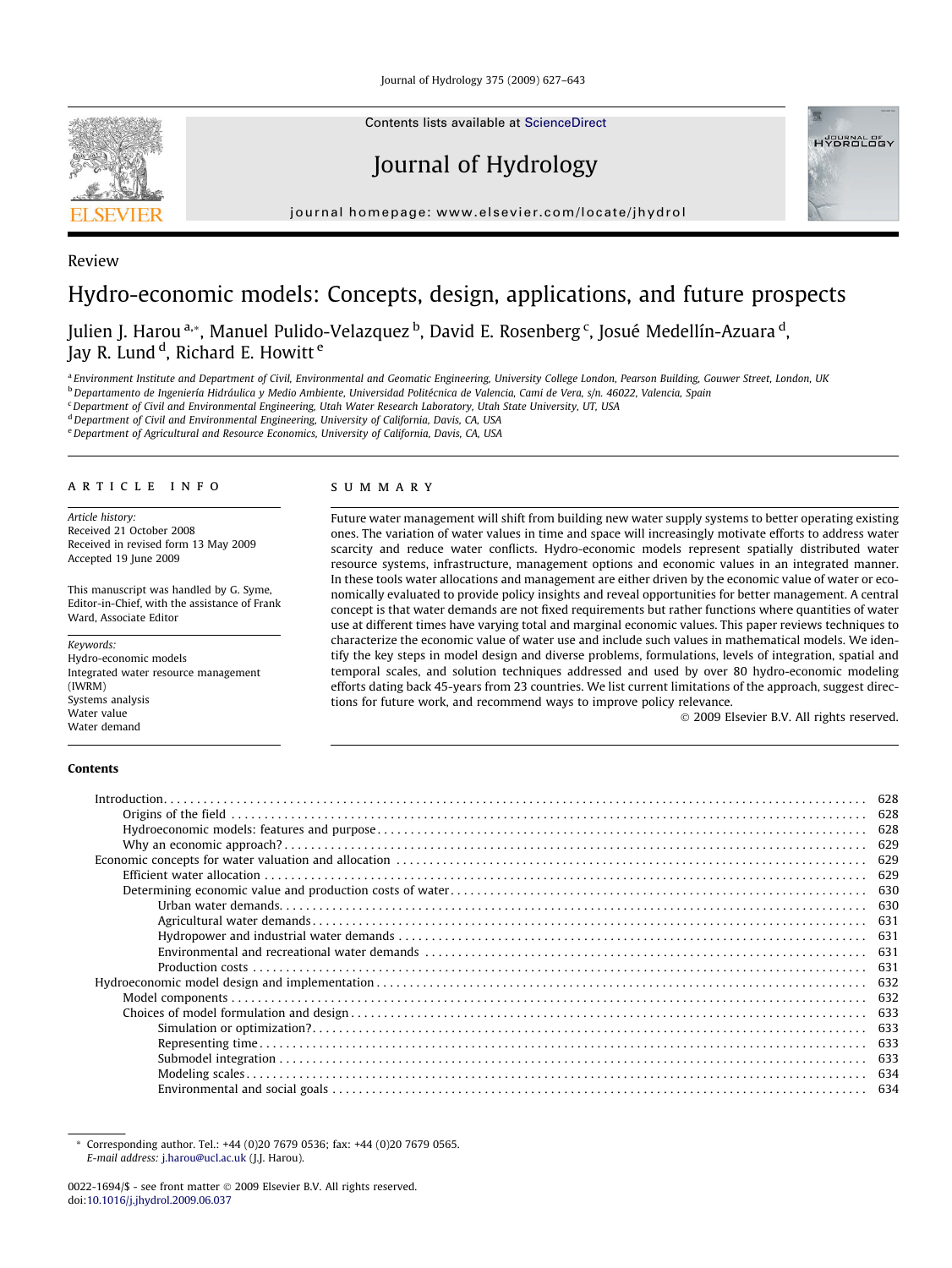Review

# Hydro-economic models: Concepts, design, applications, and future prospects

Julien J. Harou [a,*], Manuel Pulido-Velazquez [b], David E. Rosenberg [c], Josué Medellín-Azuara [d], Jay R. Lund [d], Richard E. Howitt [e]

[a] Environment Institute and Department of Civil, Environmental and Geomatic Engineering, University College London, Pearson Building, Gouwer Street, London, UK
[b] Departamento de Ingeniería Hidráulica y Medio Ambiente, Universidad Politécnica de Valencia, Cami de Vera, s/n. 46022, Valencia, Spain
[c] Department of Civil and Environmental Engineering, Utah Water Research Laboratory, Utah State University, UT, USA
[d] Department of Civil and Environmental Engineering, University of California, Davis, CA, USA
[e] Department of Agricultural and Resource Economics, University of California, Davis, CA, USA

## ARTICLE INFO

*Article history:*
Received 21 October 2008
Received in revised form 13 May 2009
Accepted 19 June 2009

This manuscript was handled by G. Syme, Editor-in-Chief, with the assistance of Frank Ward, Associate Editor

*Keywords:*
Hydro-economic models
Integrated water resource management (IWRM)
Systems analysis
Water value
Water demand

## SUMMARY

Future water management will shift from building new water supply systems to better operating existing ones. The variation of water values in time and space will increasingly motivate efforts to address water scarcity and reduce water conflicts. Hydro-economic models represent spatially distributed water resource systems, infrastructure, management options and economic values in an integrated manner. In these tools water allocations and management are either driven by the economic value of water or economically evaluated to provide policy insights and reveal opportunities for better management. A central concept is that water demands are not fixed requirements but rather functions where quantities of water use at different times have varying total and marginal economic values. This paper reviews techniques to characterize the economic value of water use and include such values in mathematical models. We identify the key steps in model design and diverse problems, formulations, levels of integration, spatial and temporal scales, and solution techniques addressed and used by over 80 hydro-economic modeling efforts dating back 45-years from 23 countries. We list current limitations of the approach, suggest directions for future work, and recommend ways to improve policy relevance.

© 2009 Elsevier B.V. All rights reserved.

## Contents

| | |
|---|---|
| Introduction | 628 |
| Origins of the field | 628 |
| Hydroeconomic models: features and purpose | 628 |
| Why an economic approach? | 629 |
| Economic concepts for water valuation and allocation | 629 |
| Efficient water allocation | 629 |
| Determining economic value and production costs of water | 630 |
| Urban water demands | 630 |
| Agricultural water demands | 631 |
| Hydropower and industrial water demands | 631 |
| Environmental and recreational water demands | 631 |
| Production costs | 631 |
| Hydroeconomic model design and implementation | 632 |
| Model components | 632 |
| Choices of model formulation and design | 633 |
| Simulation or optimization? | 633 |
| Representing time | 633 |
| Submodel integration | 633 |
| Modeling scales | 634 |
| Environmental and social goals | 634 |

\* Corresponding author. Tel.: +44 (0)20 7679 0536; fax: +44 (0)20 7679 0565.
*E-mail address:* j.harou@ucl.ac.uk (J.J. Harou).

0022-1694/$ - see front matter © 2009 Elsevier B.V. All rights reserved.
doi:10.1016/j.jhydrol.2009.06.037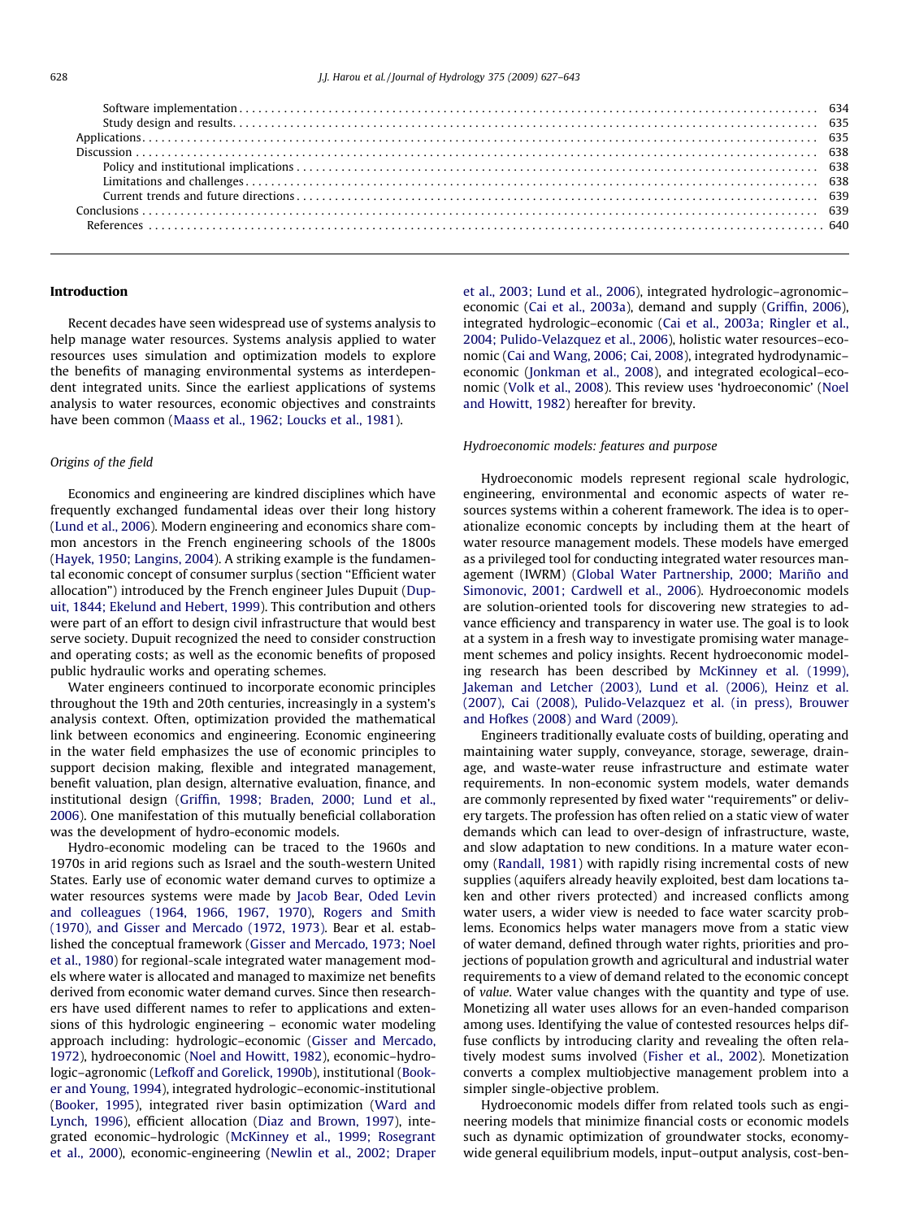| | |
|---|---|
| Software implementation | 634 |
| Study design and results | 635 |
| Applications | 635 |
| Discussion | 638 |
| Policy and institutional implications | 638 |
| Limitations and challenges | 638 |
| Current trends and future directions | 639 |
| Conclusions | 639 |
| References | 640 |

## Introduction

Recent decades have seen widespread use of systems analysis to help manage water resources. Systems analysis applied to water resources uses simulation and optimization models to explore the benefits of managing environmental systems as interdependent integrated units. Since the earliest applications of systems analysis to water resources, economic objectives and constraints have been common (Maass et al., 1962; Loucks et al., 1981).

### Origins of the field

Economics and engineering are kindred disciplines which have frequently exchanged fundamental ideas over their long history (Lund et al., 2006). Modern engineering and economics share common ancestors in the French engineering schools of the 1800s (Hayek, 1950; Langins, 2004). A striking example is the fundamental economic concept of consumer surplus (section "Efficient water allocation") introduced by the French engineer Jules Dupuit (Dupuit, 1844; Ekelund and Hebert, 1999). This contribution and others were part of an effort to design civil infrastructure that would best serve society. Dupuit recognized the need to consider construction and operating costs; as well as the economic benefits of proposed public hydraulic works and operating schemes.

Water engineers continued to incorporate economic principles throughout the 19th and 20th centuries, increasingly in a system's analysis context. Often, optimization provided the mathematical link between economics and engineering. Economic engineering in the water field emphasizes the use of economic principles to support decision making, flexible and integrated management, benefit valuation, plan design, alternative evaluation, finance, and institutional design (Griffin, 1998; Braden, 2000; Lund et al., 2006). One manifestation of this mutually beneficial collaboration was the development of hydro-economic models.

Hydro-economic modeling can be traced to the 1960s and 1970s in arid regions such as Israel and the south-western United States. Early use of economic water demand curves to optimize a water resources systems were made by Jacob Bear, Oded Levin and colleagues (1964, 1966, 1967, 1970), Rogers and Smith (1970), and Gisser and Mercado (1972, 1973). Bear et al. established the conceptual framework (Gisser and Mercado, 1973; Noel et al., 1980) for regional-scale integrated water management models where water is allocated and managed to maximize net benefits derived from economic water demand curves. Since then researchers have used different names to refer to applications and extensions of this hydrologic engineering – economic water modeling approach including: hydrologic–economic (Gisser and Mercado, 1972), hydroeconomic (Noel and Howitt, 1982), economic–hydrologic–agronomic (Lefkoff and Gorelick, 1990b), institutional (Booker and Young, 1994), integrated hydrologic–economic–institutional (Booker, 1995), integrated river basin optimization (Ward and Lynch, 1996), efficient allocation (Diaz and Brown, 1997), integrated economic–hydrologic (McKinney et al., 1999; Rosegrant et al., 2000), economic-engineering (Newlin et al., 2002; Draper et al., 2003; Lund et al., 2006), integrated hydrologic–agronomic–economic (Cai et al., 2003a), demand and supply (Griffin, 2006), integrated hydrologic–economic (Cai et al., 2003a; Ringler et al., 2004; Pulido-Velazquez et al., 2006), holistic water resources–economic (Cai and Wang, 2006; Cai, 2008), integrated hydrodynamic–economic (Jonkman et al., 2008), and integrated ecological–economic (Volk et al., 2008). This review uses 'hydroeconomic' (Noel and Howitt, 1982) hereafter for brevity.

### Hydroeconomic models: features and purpose

Hydroeconomic models represent regional scale hydrologic, engineering, environmental and economic aspects of water resources systems within a coherent framework. The idea is to operationalize economic concepts by including them at the heart of water resource management models. These models have emerged as a privileged tool for conducting integrated water resources management (IWRM) (Global Water Partnership, 2000; Mariño and Simonovic, 2001; Cardwell et al., 2006). Hydroeconomic models are solution-oriented tools for discovering new strategies to advance efficiency and transparency in water use. The goal is to look at a system in a fresh way to investigate promising water management schemes and policy insights. Recent hydroeconomic modeling research has been described by McKinney et al. (1999), Jakeman and Letcher (2003), Lund et al. (2006), Heinz et al. (2007), Cai (2008), Pulido-Velazquez et al. (in press), Brouwer and Hofkes (2008) and Ward (2009).

Engineers traditionally evaluate costs of building, operating and maintaining water supply, conveyance, storage, sewerage, drainage, and waste-water reuse infrastructure and estimate water requirements. In non-economic system models, water demands are commonly represented by fixed water "requirements" or delivery targets. The profession has often relied on a static view of water demands which can lead to over-design of infrastructure, waste, and slow adaptation to new conditions. In a mature water economy (Randall, 1981) with rapidly rising incremental costs of new supplies (aquifers already heavily exploited, best dam locations taken and other rivers protected) and increased conflicts among water users, a wider view is needed to face water scarcity problems. Economics helps water managers move from a static view of water demand, defined through water rights, priorities and projections of population growth and agricultural and industrial water requirements to a view of demand related to the economic concept of *value*. Water value changes with the quantity and type of use. Monetizing all water uses allows for an even-handed comparison among uses. Identifying the value of contested resources helps diffuse conflicts by introducing clarity and revealing the often relatively modest sums involved (Fisher et al., 2002). Monetization converts a complex multiobjective management problem into a simpler single-objective problem.

Hydroeconomic models differ from related tools such as engineering models that minimize financial costs or economic models such as dynamic optimization of groundwater stocks, economy-wide general equilibrium models, input–output analysis, cost-ben-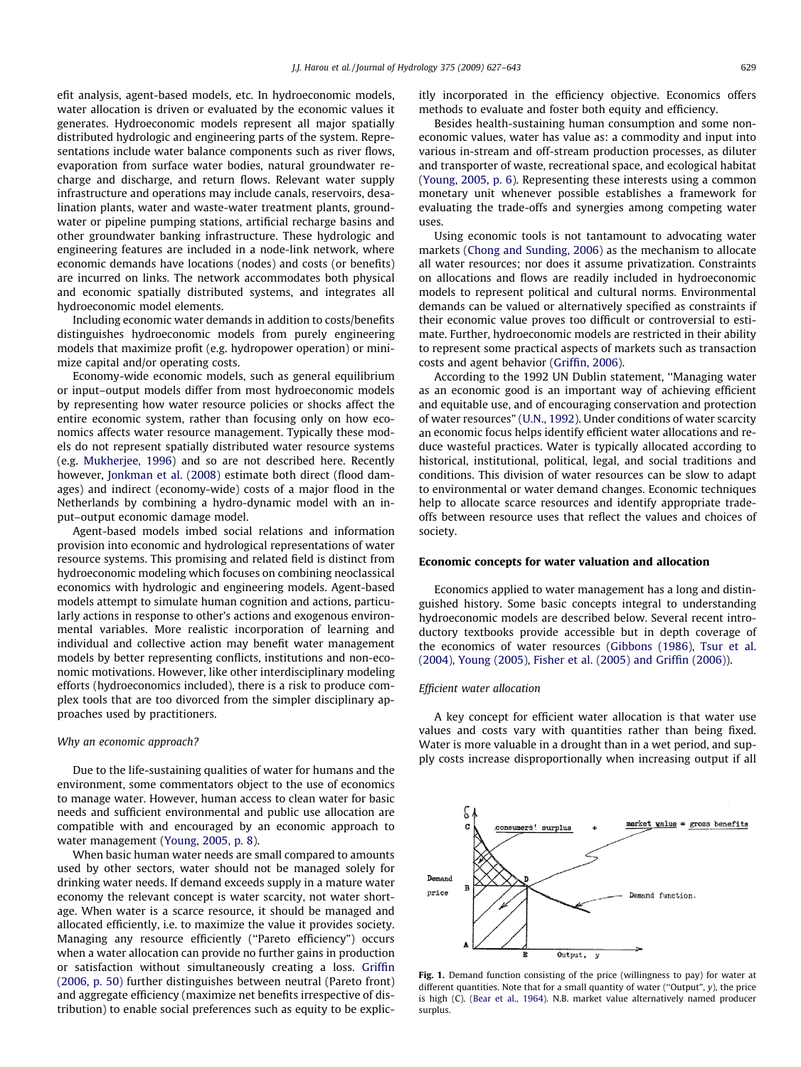efit analysis, agent-based models, etc. In hydroeconomic models, water allocation is driven or evaluated by the economic values it generates. Hydroeconomic models represent all major spatially distributed hydrologic and engineering parts of the system. Representations include water balance components such as river flows, evaporation from surface water bodies, natural groundwater recharge and discharge, and return flows. Relevant water supply infrastructure and operations may include canals, reservoirs, desalination plants, water and waste-water treatment plants, groundwater or pipeline pumping stations, artificial recharge basins and other groundwater banking infrastructure. These hydrologic and engineering features are included in a node-link network, where economic demands have locations (nodes) and costs (or benefits) are incurred on links. The network accommodates both physical and economic spatially distributed systems, and integrates all hydroeconomic model elements.

Including economic water demands in addition to costs/benefits distinguishes hydroeconomic models from purely engineering models that maximize profit (e.g. hydropower operation) or minimize capital and/or operating costs.

Economy-wide economic models, such as general equilibrium or input–output models differ from most hydroeconomic models by representing how water resource policies or shocks affect the entire economic system, rather than focusing only on how economics affects water resource management. Typically these models do not represent spatially distributed water resource systems (e.g. Mukherjee, 1996) and so are not described here. Recently however, Jonkman et al. (2008) estimate both direct (flood damages) and indirect (economy-wide) costs of a major flood in the Netherlands by combining a hydro-dynamic model with an input–output economic damage model.

Agent-based models imbed social relations and information provision into economic and hydrological representations of water resource systems. This promising and related field is distinct from hydroeconomic modeling which focuses on combining neoclassical economics with hydrologic and engineering models. Agent-based models attempt to simulate human cognition and actions, particularly actions in response to other's actions and exogenous environmental variables. More realistic incorporation of learning and individual and collective action may benefit water management models by better representing conflicts, institutions and non-economic motivations. However, like other interdisciplinary modeling efforts (hydroeconomics included), there is a risk to produce complex tools that are too divorced from the simpler disciplinary approaches used by practitioners.

### *Why an economic approach?*

Due to the life-sustaining qualities of water for humans and the environment, some commentators object to the use of economics to manage water. However, human access to clean water for basic needs and sufficient environmental and public use allocation are compatible with and encouraged by an economic approach to water management (Young, 2005, p. 8).

When basic human water needs are small compared to amounts used by other sectors, water should not be managed solely for drinking water needs. If demand exceeds supply in a mature water economy the relevant concept is water scarcity, not water shortage. When water is a scarce resource, it should be managed and allocated efficiently, i.e. to maximize the value it provides society. Managing any resource efficiently ("Pareto efficiency") occurs when a water allocation can provide no further gains in production or satisfaction without simultaneously creating a loss. Griffin (2006, p. 50) further distinguishes between neutral (Pareto front) and aggregate efficiency (maximize net benefits irrespective of distribution) to enable social preferences such as equity to be explicitly incorporated in the efficiency objective. Economics offers methods to evaluate and foster both equity and efficiency.

Besides health-sustaining human consumption and some non-economic values, water has value as: a commodity and input into various in-stream and off-stream production processes, as diluter and transporter of waste, recreational space, and ecological habitat (Young, 2005, p. 6). Representing these interests using a common monetary unit whenever possible establishes a framework for evaluating the trade-offs and synergies among competing water uses.

Using economic tools is not tantamount to advocating water markets (Chong and Sunding, 2006) as the mechanism to allocate all water resources; nor does it assume privatization. Constraints on allocations and flows are readily included in hydroeconomic models to represent political and cultural norms. Environmental demands can be valued or alternatively specified as constraints if their economic value proves too difficult or controversial to estimate. Further, hydroeconomic models are restricted in their ability to represent some practical aspects of markets such as transaction costs and agent behavior (Griffin, 2006).

According to the 1992 UN Dublin statement, "Managing water as an economic good is an important way of achieving efficient and equitable use, and of encouraging conservation and protection of water resources" (U.N., 1992). Under conditions of water scarcity an economic focus helps identify efficient water allocations and reduce wasteful practices. Water is typically allocated according to historical, institutional, political, legal, and social traditions and conditions. This division of water resources can be slow to adapt to environmental or water demand changes. Economic techniques help to allocate scarce resources and identify appropriate trade-offs between resource uses that reflect the values and choices of society.

## Economic concepts for water valuation and allocation

Economics applied to water management has a long and distinguished history. Some basic concepts integral to understanding hydroeconomic models are described below. Several recent introductory textbooks provide accessible but in depth coverage of the economics of water resources (Gibbons (1986), Tsur et al. (2004), Young (2005), Fisher et al. (2005) and Griffin (2006)).

### *Efficient water allocation*

A key concept for efficient water allocation is that water use values and costs vary with quantities rather than being fixed. Water is more valuable in a drought than in a wet period, and supply costs increase disproportionally when increasing output if all

$

C

consumers' surplus + market value = gross benefits

Demand price

B

D

Demand function.

A

E

Output, y

**Fig. 1.** Demand function consisting of the price (willingness to pay) for water at different quantities. Note that for a small quantity of water ("Output", $y$), the price is high (C). (Bear et al., 1964). N.B. market value alternatively named producer surplus.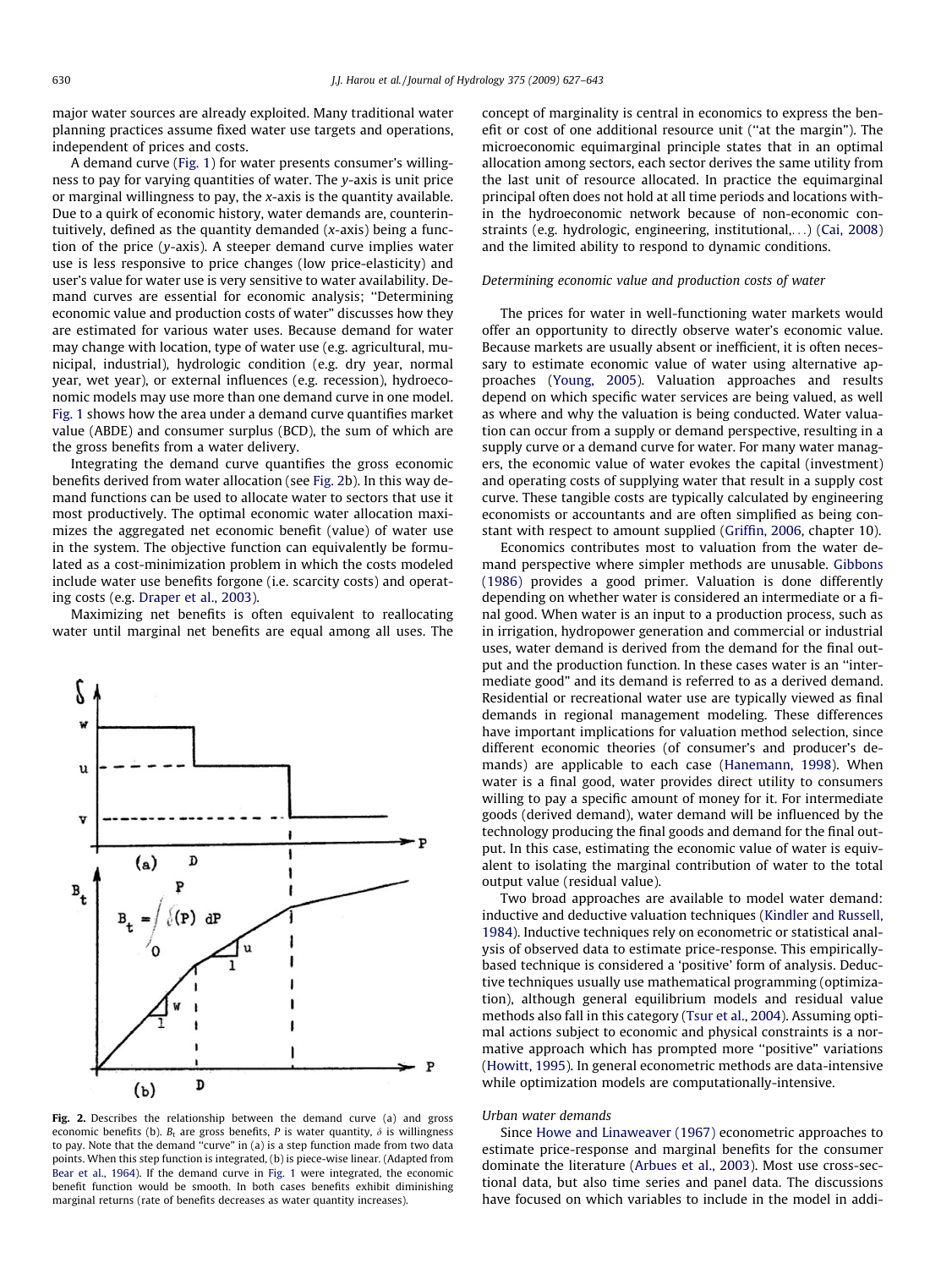major water sources are already exploited. Many traditional water planning practices assume fixed water use targets and operations, independent of prices and costs.

A demand curve (Fig. 1) for water presents consumer's willingness to pay for varying quantities of water. The y-axis is unit price or marginal willingness to pay, the x-axis is the quantity available. Due to a quirk of economic history, water demands are, counterintuitively, defined as the quantity demanded (x-axis) being a function of the price (y-axis). A steeper demand curve implies water use is less responsive to price changes (low price-elasticity) and user's value for water use is very sensitive to water availability. Demand curves are essential for economic analysis; "Determining economic value and production costs of water" discusses how they are estimated for various water uses. Because demand for water may change with location, type of water use (e.g. agricultural, municipal, industrial), hydrologic condition (e.g. dry year, normal year, wet year), or external influences (e.g. recession), hydroeconomic models may use more than one demand curve in one model. Fig. 1 shows how the area under a demand curve quantifies market value (ABDE) and consumer surplus (BCD), the sum of which are the gross benefits from a water delivery.

Integrating the demand curve quantifies the gross economic benefits derived from water allocation (see Fig. 2b). In this way demand functions can be used to allocate water to sectors that use it most productively. The optimal economic water allocation maximizes the aggregated net economic benefit (value) of water use in the system. The objective function can equivalently be formulated as a cost-minimization problem in which the costs modeled include water use benefits forgone (i.e. scarcity costs) and operating costs (e.g. Draper et al., 2003).

Maximizing net benefits is often equivalent to reallocating water until marginal net benefits are equal among all uses. The concept of marginality is central in economics to express the benefit or cost of one additional resource unit ("at the margin"). The microeconomic equimarginal principle states that in an optimal allocation among sectors, each sector derives the same utility from the last unit of resource allocated. In practice the equimarginal principal often does not hold at all time periods and locations within the hydroeconomic network because of non-economic constraints (e.g. hydrologic, engineering, institutional,...) (Cai, 2008) and the limited ability to respond to dynamic conditions.

δ
w
u
v
P
(a)
D
$B_t$
$B_t = \int_0^P \delta(P)\, dP$
u
1
w
1
P
(b)
D

Fig. 2. Describes the relationship between the demand curve (a) and gross economic benefits (b). $B_t$ are gross benefits, $P$ is water quantity, $\delta$ is willingness to pay. Note that the demand "curve" in (a) is a step function made from two data points. When this step function is integrated, (b) is piece-wise linear. (Adapted from Bear et al., 1964). If the demand curve in Fig. 1 were integrated, the economic benefit function would be smooth. In both cases benefits exhibit diminishing marginal returns (rate of benefits decreases as water quantity increases).

### Determining economic value and production costs of water

The prices for water in well-functioning water markets would offer an opportunity to directly observe water's economic value. Because markets are usually absent or inefficient, it is often necessary to estimate economic value of water using alternative approaches (Young, 2005). Valuation approaches and results depend on which specific water services are being valued, as well as where and why the valuation is being conducted. Water valuation can occur from a supply or demand perspective, resulting in a supply curve or a demand curve for water. For many water managers, the economic value of water evokes the capital (investment) and operating costs of supplying water that result in a supply cost curve. These tangible costs are typically calculated by engineering economists or accountants and are often simplified as being constant with respect to amount supplied (Griffin, 2006, chapter 10).

Economics contributes most to valuation from the water demand perspective where simpler methods are unusable. Gibbons (1986) provides a good primer. Valuation is done differently depending on whether water is considered an intermediate or a final good. When water is an input to a production process, such as in irrigation, hydropower generation and commercial or industrial uses, water demand is derived from the demand for the final output and the production function. In these cases water is an "intermediate good" and its demand is referred to as a derived demand. Residential or recreational water use are typically viewed as final demands in regional management modeling. These differences have important implications for valuation method selection, since different economic theories (of consumer's and producer's demands) are applicable to each case (Hanemann, 1998). When water is a final good, water provides direct utility to consumers willing to pay a specific amount of money for it. For intermediate goods (derived demand), water demand will be influenced by the technology producing the final goods and demand for the final output. In this case, estimating the economic value of water is equivalent to isolating the marginal contribution of water to the total output value (residual value).

Two broad approaches are available to model water demand: inductive and deductive valuation techniques (Kindler and Russell, 1984). Inductive techniques rely on econometric or statistical analysis of observed data to estimate price-response. This empirically-based technique is considered a 'positive' form of analysis. Deductive techniques usually use mathematical programming (optimization), although general equilibrium models and residual value methods also fall in this category (Tsur et al., 2004). Assuming optimal actions subject to economic and physical constraints is a normative approach which has prompted more "positive" variations (Howitt, 1995). In general econometric methods are data-intensive while optimization models are computationally-intensive.

#### Urban water demands

Since Howe and Linaweaver (1967) econometric approaches to estimate price-response and marginal benefits for the consumer dominate the literature (Arbues et al., 2003). Most use cross-sectional data, but also time series and panel data. The discussions have focused on which variables to include in the model in addi-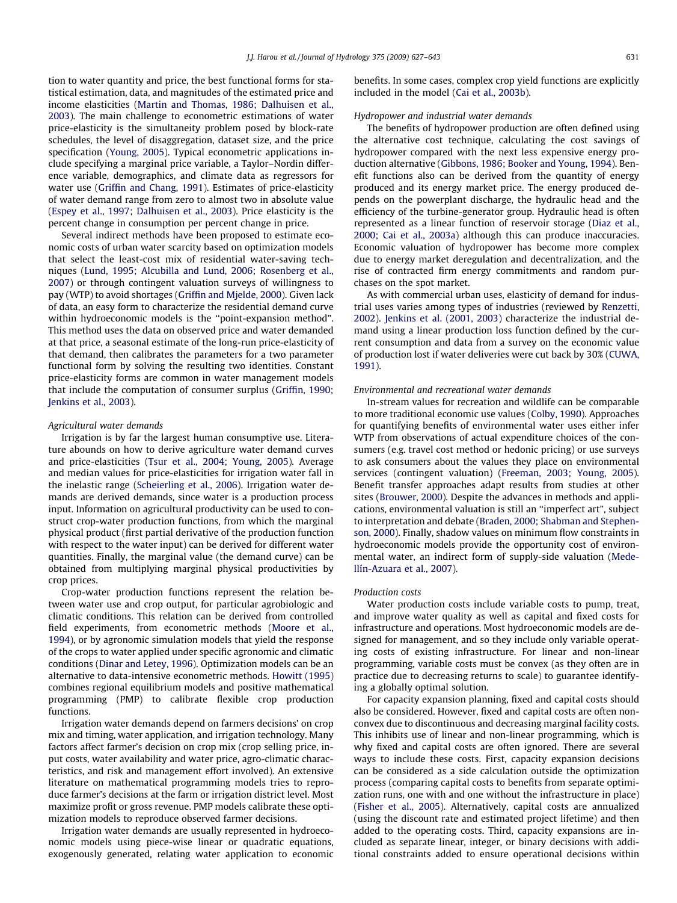tion to water quantity and price, the best functional forms for statistical estimation, data, and magnitudes of the estimated price and income elasticities (Martin and Thomas, 1986; Dalhuisen et al., 2003). The main challenge to econometric estimations of water price-elasticity is the simultaneity problem posed by block-rate schedules, the level of disaggregation, dataset size, and the price specification (Young, 2005). Typical econometric applications include specifying a marginal price variable, a Taylor–Nordin difference variable, demographics, and climate data as regressors for water use (Griffin and Chang, 1991). Estimates of price-elasticity of water demand range from zero to almost two in absolute value (Espey et al., 1997; Dalhuisen et al., 2003). Price elasticity is the percent change in consumption per percent change in price.

Several indirect methods have been proposed to estimate economic costs of urban water scarcity based on optimization models that select the least-cost mix of residential water-saving techniques (Lund, 1995; Alcubilla and Lund, 2006; Rosenberg et al., 2007) or through contingent valuation surveys of willingness to pay (WTP) to avoid shortages (Griffin and Mjelde, 2000). Given lack of data, an easy form to characterize the residential demand curve within hydroeconomic models is the "point-expansion method". This method uses the data on observed price and water demanded at that price, a seasonal estimate of the long-run price-elasticity of that demand, then calibrates the parameters for a two parameter functional form by solving the resulting two identities. Constant price-elasticity forms are common in water management models that include the computation of consumer surplus (Griffin, 1990; Jenkins et al., 2003).

*Agricultural water demands*

Irrigation is by far the largest human consumptive use. Literature abounds on how to derive agriculture water demand curves and price-elasticities (Tsur et al., 2004; Young, 2005). Average and median values for price-elasticities for irrigation water fall in the inelastic range (Scheierling et al., 2006). Irrigation water demands are derived demands, since water is a production process input. Information on agricultural productivity can be used to construct crop-water production functions, from which the marginal physical product (first partial derivative of the production function with respect to the water input) can be derived for different water quantities. Finally, the marginal value (the demand curve) can be obtained from multiplying marginal physical productivities by crop prices.

Crop-water production functions represent the relation between water use and crop output, for particular agrobiologic and climatic conditions. This relation can be derived from controlled field experiments, from econometric methods (Moore et al., 1994), or by agronomic simulation models that yield the response of the crops to water applied under specific agronomic and climatic conditions (Dinar and Letey, 1996). Optimization models can be an alternative to data-intensive econometric methods. Howitt (1995) combines regional equilibrium models and positive mathematical programming (PMP) to calibrate flexible crop production functions.

Irrigation water demands depend on farmers decisions' on crop mix and timing, water application, and irrigation technology. Many factors affect farmer's decision on crop mix (crop selling price, input costs, water availability and water price, agro-climatic characteristics, and risk and management effort involved). An extensive literature on mathematical programming models tries to reproduce farmer's decisions at the farm or irrigation district level. Most maximize profit or gross revenue. PMP models calibrate these optimization models to reproduce observed farmer decisions.

Irrigation water demands are usually represented in hydroeconomic models using piece-wise linear or quadratic equations, exogenously generated, relating water application to economic benefits. In some cases, complex crop yield functions are explicitly included in the model (Cai et al., 2003b).

*Hydropower and industrial water demands*

The benefits of hydropower production are often defined using the alternative cost technique, calculating the cost savings of hydropower compared with the next less expensive energy production alternative (Gibbons, 1986; Booker and Young, 1994). Benefit functions also can be derived from the quantity of energy produced and its energy market price. The energy produced depends on the powerplant discharge, the hydraulic head and the efficiency of the turbine-generator group. Hydraulic head is often represented as a linear function of reservoir storage (Diaz et al., 2000; Cai et al., 2003a) although this can produce inaccuracies. Economic valuation of hydropower has become more complex due to energy market deregulation and decentralization, and the rise of contracted firm energy commitments and random purchases on the spot market.

As with commercial urban uses, elasticity of demand for industrial uses varies among types of industries (reviewed by Renzetti, 2002). Jenkins et al. (2001, 2003) characterize the industrial demand using a linear production loss function defined by the current consumption and data from a survey on the economic value of production lost if water deliveries were cut back by 30% (CUWA, 1991).

*Environmental and recreational water demands*

In-stream values for recreation and wildlife can be comparable to more traditional economic use values (Colby, 1990). Approaches for quantifying benefits of environmental water uses either infer WTP from observations of actual expenditure choices of the consumers (e.g. travel cost method or hedonic pricing) or use surveys to ask consumers about the values they place on environmental services (contingent valuation) (Freeman, 2003; Young, 2005). Benefit transfer approaches adapt results from studies at other sites (Brouwer, 2000). Despite the advances in methods and applications, environmental valuation is still an "imperfect art", subject to interpretation and debate (Braden, 2000; Shabman and Stephenson, 2000). Finally, shadow values on minimum flow constraints in hydroeconomic models provide the opportunity cost of environmental water, an indirect form of supply-side valuation (Medellín-Azuara et al., 2007).

*Production costs*

Water production costs include variable costs to pump, treat, and improve water quality as well as capital and fixed costs for infrastructure and operations. Most hydroeconomic models are designed for management, and so they include only variable operating costs of existing infrastructure. For linear and non-linear programming, variable costs must be convex (as they often are in practice due to decreasing returns to scale) to guarantee identifying a globally optimal solution.

For capacity expansion planning, fixed and capital costs should also be considered. However, fixed and capital costs are often non-convex due to discontinuous and decreasing marginal facility costs. This inhibits use of linear and non-linear programming, which is why fixed and capital costs are often ignored. There are several ways to include these costs. First, capacity expansion decisions can be considered as a side calculation outside the optimization process (comparing capital costs to benefits from separate optimization runs, one with and one without the infrastructure in place) (Fisher et al., 2005). Alternatively, capital costs are annualized (using the discount rate and estimated project lifetime) and then added to the operating costs. Third, capacity expansions are included as separate linear, integer, or binary decisions with additional constraints added to ensure operational decisions within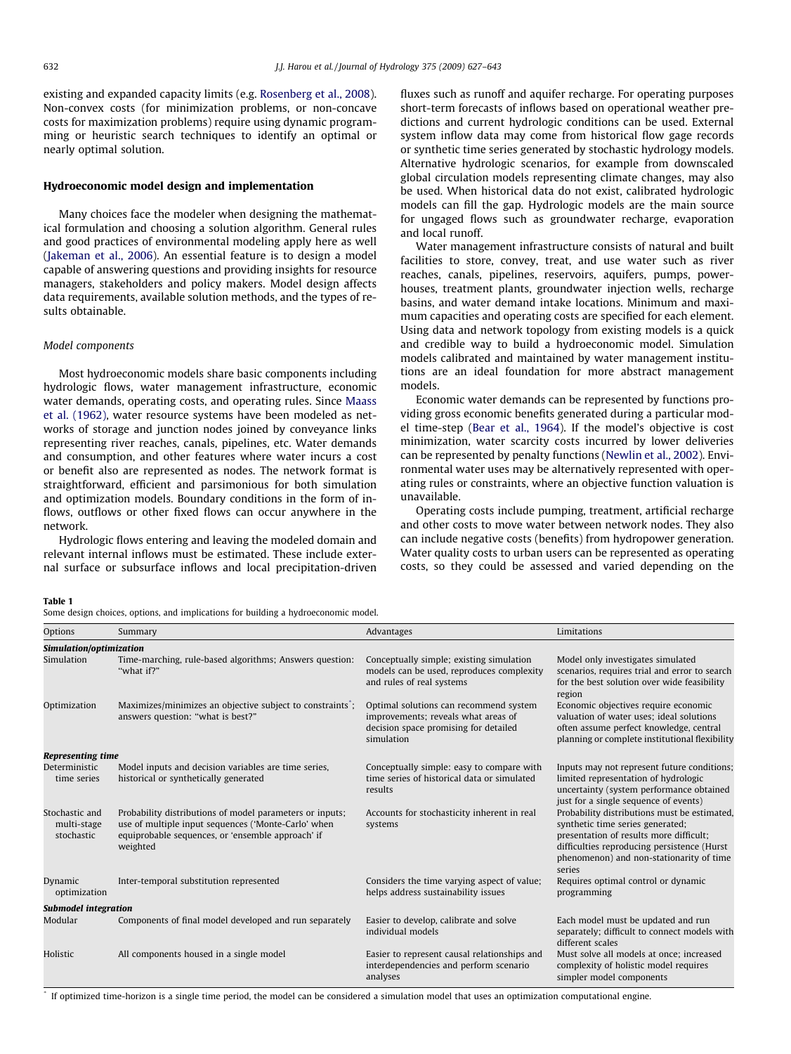existing and expanded capacity limits (e.g. Rosenberg et al., 2008). Non-convex costs (for minimization problems, or non-concave costs for maximization problems) require using dynamic programming or heuristic search techniques to identify an optimal or nearly optimal solution.

## Hydroeconomic model design and implementation

Many choices face the modeler when designing the mathematical formulation and choosing a solution algorithm. General rules and good practices of environmental modeling apply here as well (Jakeman et al., 2006). An essential feature is to design a model capable of answering questions and providing insights for resource managers, stakeholders and policy makers. Model design affects data requirements, available solution methods, and the types of results obtainable.

### *Model components*

Most hydroeconomic models share basic components including hydrologic flows, water management infrastructure, economic water demands, operating costs, and operating rules. Since Maass et al. (1962), water resource systems have been modeled as networks of storage and junction nodes joined by conveyance links representing river reaches, canals, pipelines, etc. Water demands and consumption, and other features where water incurs a cost or benefit also are represented as nodes. The network format is straightforward, efficient and parsimonious for both simulation and optimization models. Boundary conditions in the form of inflows, outflows or other fixed flows can occur anywhere in the network.

Hydrologic flows entering and leaving the modeled domain and relevant internal inflows must be estimated. These include external surface or subsurface inflows and local precipitation-driven fluxes such as runoff and aquifer recharge. For operating purposes short-term forecasts of inflows based on operational weather predictions and current hydrologic conditions can be used. External system inflow data may come from historical flow gage records or synthetic time series generated by stochastic hydrology models. Alternative hydrologic scenarios, for example from downscaled global circulation models representing climate changes, may also be used. When historical data do not exist, calibrated hydrologic models can fill the gap. Hydrologic models are the main source for ungaged flows such as groundwater recharge, evaporation and local runoff.

Water management infrastructure consists of natural and built facilities to store, convey, treat, and use water such as river reaches, canals, pipelines, reservoirs, aquifers, pumps, powerhouses, treatment plants, groundwater injection wells, recharge basins, and water demand intake locations. Minimum and maximum capacities and operating costs are specified for each element. Using data and network topology from existing models is a quick and credible way to build a hydroeconomic model. Simulation models calibrated and maintained by water management institutions are an ideal foundation for more abstract management models.

Economic water demands can be represented by functions providing gross economic benefits generated during a particular model time-step (Bear et al., 1964). If the model's objective is cost minimization, water scarcity costs incurred by lower deliveries can be represented by penalty functions (Newlin et al., 2002). Environmental water uses may be alternatively represented with operating rules or constraints, where an objective function valuation is unavailable.

Operating costs include pumping, treatment, artificial recharge and other costs to move water between network nodes. They also can include negative costs (benefits) from hydropower generation. Water quality costs to urban users can be represented as operating costs, so they could be assessed and varied depending on the

**Table 1**
Some design choices, options, and implications for building a hydroeconomic model.

| Options | Summary | Advantages | Limitations |
|---|---|---|---|
| ***Simulation/optimization*** | | | |
| Simulation | Time-marching, rule-based algorithms; Answers question: "what if?" | Conceptually simple; existing simulation models can be used, reproduces complexity and rules of real systems | Model only investigates simulated scenarios, requires trial and error to search for the best solution over wide feasibility region |
| Optimization | Maximizes/minimizes an objective subject to constraints*; answers question: "what is best?" | Optimal solutions can recommend system improvements; reveals what areas of decision space promising for detailed simulation | Economic objectives require economic valuation of water uses; ideal solutions often assume perfect knowledge, central planning or complete institutional flexibility |
| ***Representing time*** | | | |
| Deterministic time series | Model inputs and decision variables are time series, historical or synthetically generated | Conceptually simple: easy to compare with time series of historical data or simulated results | Inputs may not represent future conditions; limited representation of hydrologic uncertainty (system performance obtained just for a single sequence of events) |
| Stochastic and multi-stage stochastic | Probability distributions of model parameters or inputs; use of multiple input sequences ('Monte-Carlo' when equiprobable sequences, or 'ensemble approach' if weighted | Accounts for stochasticity inherent in real systems | Probability distributions must be estimated, synthetic time series generated; presentation of results more difficult; difficulties reproducing persistence (Hurst phenomenon) and non-stationarity of time series |
| Dynamic optimization | Inter-temporal substitution represented | Considers the time varying aspect of value; helps address sustainability issues | Requires optimal control or dynamic programming |
| ***Submodel integration*** | | | |
| Modular | Components of final model developed and run separately | Easier to develop, calibrate and solve individual models | Each model must be updated and run separately; difficult to connect models with different scales |
| Holistic | All components housed in a single model | Easier to represent causal relationships and interdependencies and perform scenario analyses | Must solve all models at once; increased complexity of holistic model requires simpler model components |

\* If optimized time-horizon is a single time period, the model can be considered a simulation model that uses an optimization computational engine.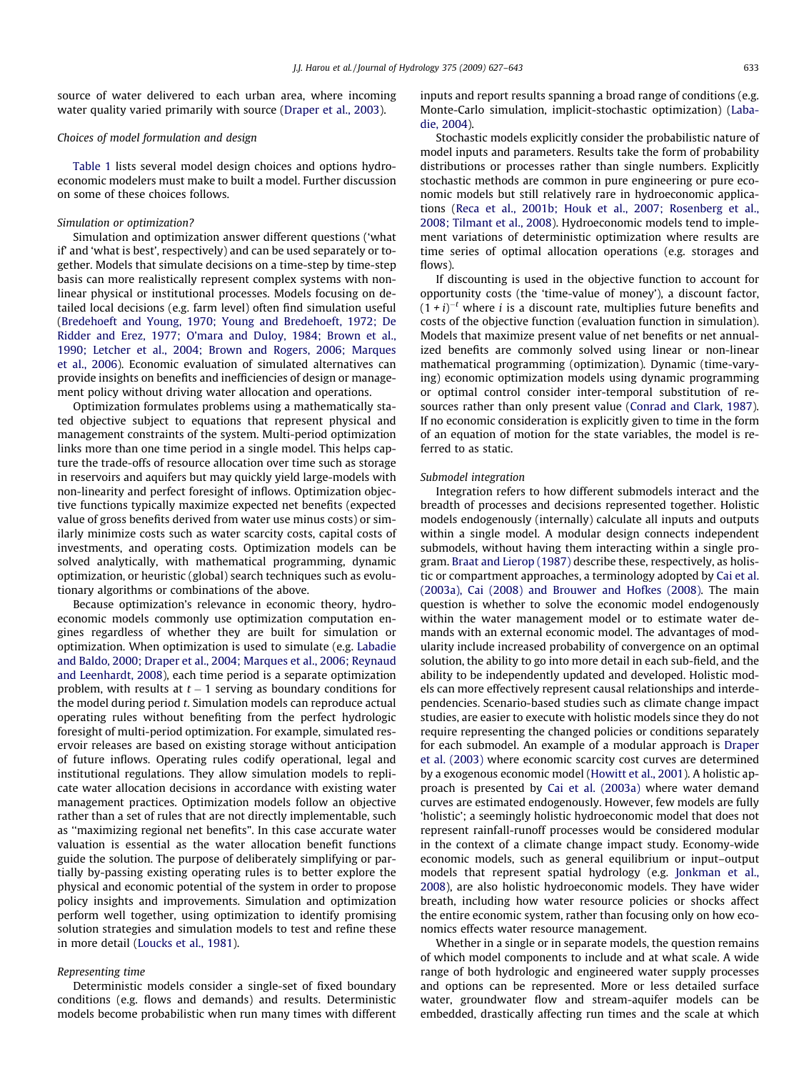source of water delivered to each urban area, where incoming water quality varied primarily with source (Draper et al., 2003).

### Choices of model formulation and design

Table 1 lists several model design choices and options hydroeconomic modelers must make to built a model. Further discussion on some of these choices follows.

#### Simulation or optimization?

Simulation and optimization answer different questions ('what if' and 'what is best', respectively) and can be used separately or together. Models that simulate decisions on a time-step by time-step basis can more realistically represent complex systems with non-linear physical or institutional processes. Models focusing on detailed local decisions (e.g. farm level) often find simulation useful (Bredehoeft and Young, 1970; Young and Bredehoeft, 1972; De Ridder and Erez, 1977; O'mara and Duloy, 1984; Brown et al., 1990; Letcher et al., 2004; Brown and Rogers, 2006; Marques et al., 2006). Economic evaluation of simulated alternatives can provide insights on benefits and inefficiencies of design or management policy without driving water allocation and operations.

Optimization formulates problems using a mathematically stated objective subject to equations that represent physical and management constraints of the system. Multi-period optimization links more than one time period in a single model. This helps capture the trade-offs of resource allocation over time such as storage in reservoirs and aquifers but may quickly yield large-models with non-linearity and perfect foresight of inflows. Optimization objective functions typically maximize expected net benefits (expected value of gross benefits derived from water use minus costs) or similarly minimize costs such as water scarcity costs, capital costs of investments, and operating costs. Optimization models can be solved analytically, with mathematical programming, dynamic optimization, or heuristic (global) search techniques such as evolutionary algorithms or combinations of the above.

Because optimization's relevance in economic theory, hydroeconomic models commonly use optimization computation engines regardless of whether they are built for simulation or optimization. When optimization is used to simulate (e.g. Labadie and Baldo, 2000; Draper et al., 2004; Marques et al., 2006; Reynaud and Leenhardt, 2008), each time period is a separate optimization problem, with results at $t-1$ serving as boundary conditions for the model during period $t$. Simulation models can reproduce actual operating rules without benefiting from the perfect hydrologic foresight of multi-period optimization. For example, simulated reservoir releases are based on existing storage without anticipation of future inflows. Operating rules codify operational, legal and institutional regulations. They allow simulation models to replicate water allocation decisions in accordance with existing water management practices. Optimization models follow an objective rather than a set of rules that are not directly implementable, such as "maximizing regional net benefits". In this case accurate water valuation is essential as the water allocation benefit functions guide the solution. The purpose of deliberately simplifying or partially by-passing existing operating rules is to better explore the physical and economic potential of the system in order to propose policy insights and improvements. Simulation and optimization perform well together, using optimization to identify promising solution strategies and simulation models to test and refine these in more detail (Loucks et al., 1981).

#### Representing time

Deterministic models consider a single-set of fixed boundary conditions (e.g. flows and demands) and results. Deterministic models become probabilistic when run many times with different inputs and report results spanning a broad range of conditions (e.g. Monte-Carlo simulation, implicit-stochastic optimization) (Labadie, 2004).

Stochastic models explicitly consider the probabilistic nature of model inputs and parameters. Results take the form of probability distributions or processes rather than single numbers. Explicitly stochastic methods are common in pure engineering or pure economic models but still relatively rare in hydroeconomic applications (Reca et al., 2001b; Houk et al., 2007; Rosenberg et al., 2008; Tilmant et al., 2008). Hydroeconomic models tend to implement variations of deterministic optimization where results are time series of optimal allocation operations (e.g. storages and flows).

If discounting is used in the objective function to account for opportunity costs (the 'time-value of money'), a discount factor, $(1+i)^{-t}$ where $i$ is a discount rate, multiplies future benefits and costs of the objective function (evaluation function in simulation). Models that maximize present value of net benefits or net annualized benefits are commonly solved using linear or non-linear mathematical programming (optimization). Dynamic (time-varying) economic optimization models using dynamic programming or optimal control consider inter-temporal substitution of resources rather than only present value (Conrad and Clark, 1987). If no economic consideration is explicitly given to time in the form of an equation of motion for the state variables, the model is referred to as static.

#### Submodel integration

Integration refers to how different submodels interact and the breadth of processes and decisions represented together. Holistic models endogenously (internally) calculate all inputs and outputs within a single model. A modular design connects independent submodels, without having them interacting within a single program. Braat and Lierop (1987) describe these, respectively, as holistic or compartment approaches, a terminology adopted by Cai et al. (2003a), Cai (2008) and Brouwer and Hofkes (2008). The main question is whether to solve the economic model endogenously within the water management model or to estimate water demands with an external economic model. The advantages of modularity include increased probability of convergence on an optimal solution, the ability to go into more detail in each sub-field, and the ability to be independently updated and developed. Holistic models can more effectively represent causal relationships and interdependencies. Scenario-based studies such as climate change impact studies, are easier to execute with holistic models since they do not require representing the changed policies or conditions separately for each submodel. An example of a modular approach is Draper et al. (2003) where economic scarcity cost curves are determined by a exogenous economic model (Howitt et al., 2001). A holistic approach is presented by Cai et al. (2003a) where water demand curves are estimated endogenously. However, few models are fully 'holistic'; a seemingly holistic hydroeconomic model that does not represent rainfall-runoff processes would be considered modular in the context of a climate change impact study. Economy-wide economic models, such as general equilibrium or input–output models that represent spatial hydrology (e.g. Jonkman et al., 2008), are also holistic hydroeconomic models. They have wider breath, including how water resource policies or shocks affect the entire economic system, rather than focusing only on how economics effects water resource management.

Whether in a single or in separate models, the question remains of which model components to include and at what scale. A wide range of both hydrologic and engineered water supply processes and options can be represented. More or less detailed surface water, groundwater flow and stream-aquifer models can be embedded, drastically affecting run times and the scale at which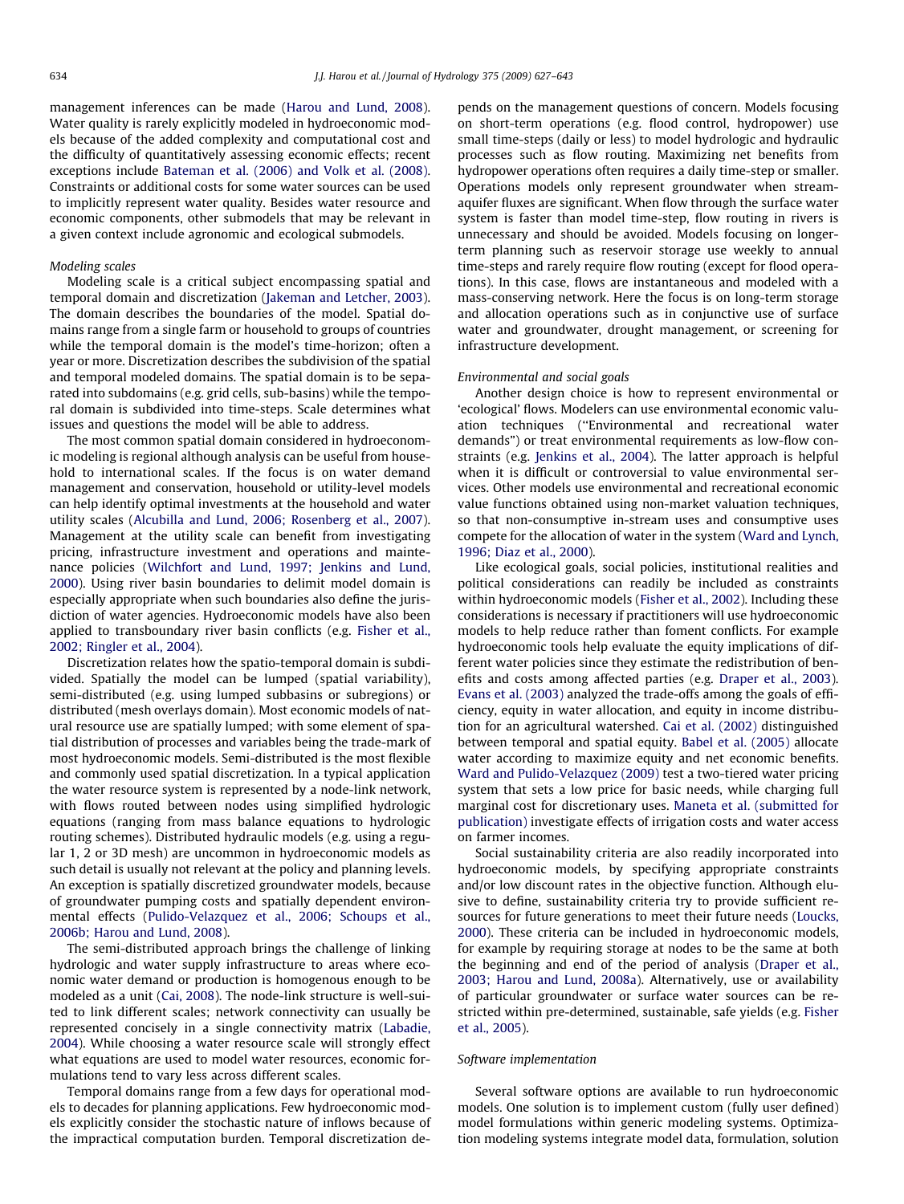management inferences can be made (Harou and Lund, 2008). Water quality is rarely explicitly modeled in hydroeconomic models because of the added complexity and computational cost and the difficulty of quantitatively assessing economic effects; recent exceptions include Bateman et al. (2006) and Volk et al. (2008). Constraints or additional costs for some water sources can be used to implicitly represent water quality. Besides water resource and economic components, other submodels that may be relevant in a given context include agronomic and ecological submodels.

*Modeling scales*

Modeling scale is a critical subject encompassing spatial and temporal domain and discretization (Jakeman and Letcher, 2003). The domain describes the boundaries of the model. Spatial domains range from a single farm or household to groups of countries while the temporal domain is the model's time-horizon; often a year or more. Discretization describes the subdivision of the spatial and temporal modeled domains. The spatial domain is to be separated into subdomains (e.g. grid cells, sub-basins) while the temporal domain is subdivided into time-steps. Scale determines what issues and questions the model will be able to address.

The most common spatial domain considered in hydroeconomic modeling is regional although analysis can be useful from household to international scales. If the focus is on water demand management and conservation, household or utility-level models can help identify optimal investments at the household and water utility scales (Alcubilla and Lund, 2006; Rosenberg et al., 2007). Management at the utility scale can benefit from investigating pricing, infrastructure investment and operations and maintenance policies (Wilchfort and Lund, 1997; Jenkins and Lund, 2000). Using river basin boundaries to delimit model domain is especially appropriate when such boundaries also define the jurisdiction of water agencies. Hydroeconomic models have also been applied to transboundary river basin conflicts (e.g. Fisher et al., 2002; Ringler et al., 2004).

Discretization relates how the spatio-temporal domain is subdivided. Spatially the model can be lumped (spatial variability), semi-distributed (e.g. using lumped subbasins or subregions) or distributed (mesh overlays domain). Most economic models of natural resource use are spatially lumped; with some element of spatial distribution of processes and variables being the trade-mark of most hydroeconomic models. Semi-distributed is the most flexible and commonly used spatial discretization. In a typical application the water resource system is represented by a node-link network, with flows routed between nodes using simplified hydrologic equations (ranging from mass balance equations to hydrologic routing schemes). Distributed hydraulic models (e.g. using a regular 1, 2 or 3D mesh) are uncommon in hydroeconomic models as such detail is usually not relevant at the policy and planning levels. An exception is spatially discretized groundwater models, because of groundwater pumping costs and spatially dependent environmental effects (Pulido-Velazquez et al., 2006; Schoups et al., 2006b; Harou and Lund, 2008).

The semi-distributed approach brings the challenge of linking hydrologic and water supply infrastructure to areas where economic water demand or production is homogenous enough to be modeled as a unit (Cai, 2008). The node-link structure is well-suited to link different scales; network connectivity can usually be represented concisely in a single connectivity matrix (Labadie, 2004). While choosing a water resource scale will strongly effect what equations are used to model water resources, economic formulations tend to vary less across different scales.

Temporal domains range from a few days for operational models to decades for planning applications. Few hydroeconomic models explicitly consider the stochastic nature of inflows because of the impractical computation burden. Temporal discretization depends on the management questions of concern. Models focusing on short-term operations (e.g. flood control, hydropower) use small time-steps (daily or less) to model hydrologic and hydraulic processes such as flow routing. Maximizing net benefits from hydropower operations often requires a daily time-step or smaller. Operations models only represent groundwater when stream-aquifer fluxes are significant. When flow through the surface water system is faster than model time-step, flow routing in rivers is unnecessary and should be avoided. Models focusing on longer-term planning such as reservoir storage use weekly to annual time-steps and rarely require flow routing (except for flood operations). In this case, flows are instantaneous and modeled with a mass-conserving network. Here the focus is on long-term storage and allocation operations such as in conjunctive use of surface water and groundwater, drought management, or screening for infrastructure development.

*Environmental and social goals*

Another design choice is how to represent environmental or 'ecological' flows. Modelers can use environmental economic valuation techniques ("Environmental and recreational water demands") or treat environmental requirements as low-flow constraints (e.g. Jenkins et al., 2004). The latter approach is helpful when it is difficult or controversial to value environmental services. Other models use environmental and recreational economic value functions obtained using non-market valuation techniques, so that non-consumptive in-stream uses and consumptive uses compete for the allocation of water in the system (Ward and Lynch, 1996; Diaz et al., 2000).

Like ecological goals, social policies, institutional realities and political considerations can readily be included as constraints within hydroeconomic models (Fisher et al., 2002). Including these considerations is necessary if practitioners will use hydroeconomic models to help reduce rather than foment conflicts. For example hydroeconomic tools help evaluate the equity implications of different water policies since they estimate the redistribution of benefits and costs among affected parties (e.g. Draper et al., 2003). Evans et al. (2003) analyzed the trade-offs among the goals of efficiency, equity in water allocation, and equity in income distribution for an agricultural watershed. Cai et al. (2002) distinguished between temporal and spatial equity. Babel et al. (2005) allocate water according to maximize equity and net economic benefits. Ward and Pulido-Velazquez (2009) test a two-tiered water pricing system that sets a low price for basic needs, while charging full marginal cost for discretionary uses. Maneta et al. (submitted for publication) investigate effects of irrigation costs and water access on farmer incomes.

Social sustainability criteria are also readily incorporated into hydroeconomic models, by specifying appropriate constraints and/or low discount rates in the objective function. Although elusive to define, sustainability criteria try to provide sufficient resources for future generations to meet their future needs (Loucks, 2000). These criteria can be included in hydroeconomic models, for example by requiring storage at nodes to be the same at both the beginning and end of the period of analysis (Draper et al., 2003; Harou and Lund, 2008a). Alternatively, use or availability of particular groundwater or surface water sources can be restricted within pre-determined, sustainable, safe yields (e.g. Fisher et al., 2005).

*Software implementation*

Several software options are available to run hydroeconomic models. One solution is to implement custom (fully user defined) model formulations within generic modeling systems. Optimization modeling systems integrate model data, formulation, solution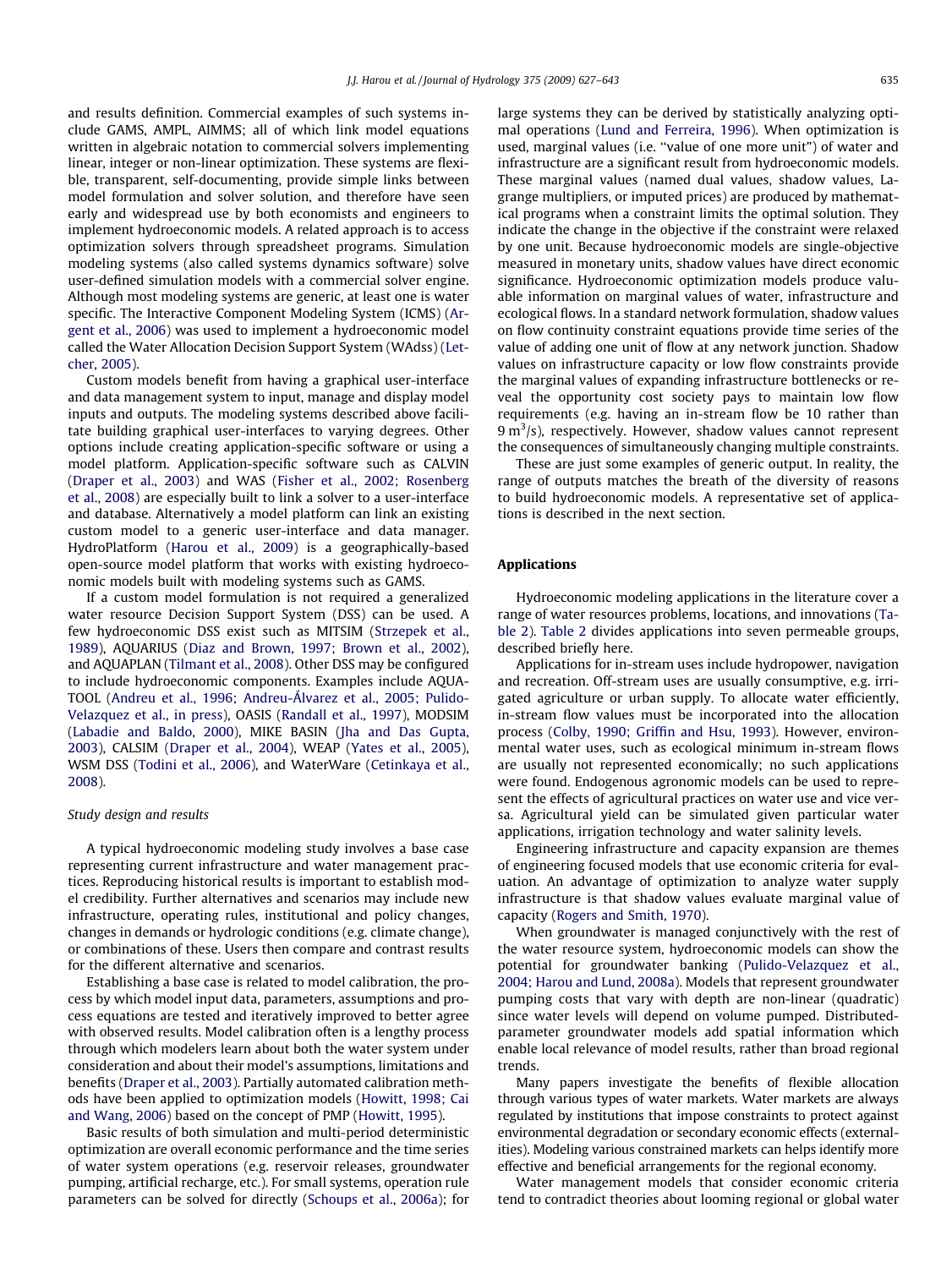and results definition. Commercial examples of such systems include GAMS, AMPL, AIMMS; all of which link model equations written in algebraic notation to commercial solvers implementing linear, integer or non-linear optimization. These systems are flexible, transparent, self-documenting, provide simple links between model formulation and solver solution, and therefore have seen early and widespread use by both economists and engineers to implement hydroeconomic models. A related approach is to access optimization solvers through spreadsheet programs. Simulation modeling systems (also called systems dynamics software) solve user-defined simulation models with a commercial solver engine. Although most modeling systems are generic, at least one is water specific. The Interactive Component Modeling System (ICMS) (Argent et al., 2006) was used to implement a hydroeconomic model called the Water Allocation Decision Support System (WAdss) (Letcher, 2005).

Custom models benefit from having a graphical user-interface and data management system to input, manage and display model inputs and outputs. The modeling systems described above facilitate building graphical user-interfaces to varying degrees. Other options include creating application-specific software or using a model platform. Application-specific software such as CALVIN (Draper et al., 2003) and WAS (Fisher et al., 2002; Rosenberg et al., 2008) are especially built to link a solver to a user-interface and database. Alternatively a model platform can link an existing custom model to a generic user-interface and data manager. HydroPlatform (Harou et al., 2009) is a geographically-based open-source model platform that works with existing hydroeconomic models built with modeling systems such as GAMS.

If a custom model formulation is not required a generalized water resource Decision Support System (DSS) can be used. A few hydroeconomic DSS exist such as MITSIM (Strzepek et al., 1989), AQUARIUS (Diaz and Brown, 1997; Brown et al., 2002), and AQUAPLAN (Tilmant et al., 2008). Other DSS may be configured to include hydroeconomic components. Examples include AQUATOOL (Andreu et al., 1996; Andreu-Álvarez et al., 2005; Pulido-Velazquez et al., in press), OASIS (Randall et al., 1997), MODSIM (Labadie and Baldo, 2000), MIKE BASIN (Jha and Das Gupta, 2003), CALSIM (Draper et al., 2004), WEAP (Yates et al., 2005), WSM DSS (Todini et al., 2006), and WaterWare (Cetinkaya et al., 2008).

### *Study design and results*

A typical hydroeconomic modeling study involves a base case representing current infrastructure and water management practices. Reproducing historical results is important to establish model credibility. Further alternatives and scenarios may include new infrastructure, operating rules, institutional and policy changes, changes in demands or hydrologic conditions (e.g. climate change), or combinations of these. Users then compare and contrast results for the different alternative and scenarios.

Establishing a base case is related to model calibration, the process by which model input data, parameters, assumptions and process equations are tested and iteratively improved to better agree with observed results. Model calibration often is a lengthy process through which modelers learn about both the water system under consideration and about their model's assumptions, limitations and benefits (Draper et al., 2003). Partially automated calibration methods have been applied to optimization models (Howitt, 1998; Cai and Wang, 2006) based on the concept of PMP (Howitt, 1995).

Basic results of both simulation and multi-period deterministic optimization are overall economic performance and the time series of water system operations (e.g. reservoir releases, groundwater pumping, artificial recharge, etc.). For small systems, operation rule parameters can be solved for directly (Schoups et al., 2006a); for large systems they can be derived by statistically analyzing optimal operations (Lund and Ferreira, 1996). When optimization is used, marginal values (i.e. "value of one more unit") of water and infrastructure are a significant result from hydroeconomic models. These marginal values (named dual values, shadow values, Lagrange multipliers, or imputed prices) are produced by mathematical programs when a constraint limits the optimal solution. They indicate the change in the objective if the constraint were relaxed by one unit. Because hydroeconomic models are single-objective measured in monetary units, shadow values have direct economic significance. Hydroeconomic optimization models produce valuable information on marginal values of water, infrastructure and ecological flows. In a standard network formulation, shadow values on flow continuity constraint equations provide time series of the value of adding one unit of flow at any network junction. Shadow values on infrastructure capacity or low flow constraints provide the marginal values of expanding infrastructure bottlenecks or reveal the opportunity cost society pays to maintain low flow requirements (e.g. having an in-stream flow be 10 rather than 9 $m^3/s$), respectively. However, shadow values cannot represent the consequences of simultaneously changing multiple constraints.

These are just some examples of generic output. In reality, the range of outputs matches the breath of the diversity of reasons to build hydroeconomic models. A representative set of applications is described in the next section.

## Applications

Hydroeconomic modeling applications in the literature cover a range of water resources problems, locations, and innovations (Table 2). Table 2 divides applications into seven permeable groups, described briefly here.

Applications for in-stream uses include hydropower, navigation and recreation. Off-stream uses are usually consumptive, e.g. irrigated agriculture or urban supply. To allocate water efficiently, in-stream flow values must be incorporated into the allocation process (Colby, 1990; Griffin and Hsu, 1993). However, environmental water uses, such as ecological minimum in-stream flows are usually not represented economically; no such applications were found. Endogenous agronomic models can be used to represent the effects of agricultural practices on water use and vice versa. Agricultural yield can be simulated given particular water applications, irrigation technology and water salinity levels.

Engineering infrastructure and capacity expansion are themes of engineering focused models that use economic criteria for evaluation. An advantage of optimization to analyze water supply infrastructure is that shadow values evaluate marginal value of capacity (Rogers and Smith, 1970).

When groundwater is managed conjunctively with the rest of the water resource system, hydroeconomic models can show the potential for groundwater banking (Pulido-Velazquez et al., 2004; Harou and Lund, 2008a). Models that represent groundwater pumping costs that vary with depth are non-linear (quadratic) since water levels will depend on volume pumped. Distributed-parameter groundwater models add spatial information which enable local relevance of model results, rather than broad regional trends.

Many papers investigate the benefits of flexible allocation through various types of water markets. Water markets are always regulated by institutions that impose constraints to protect against environmental degradation or secondary economic effects (externalities). Modeling various constrained markets can helps identify more effective and beneficial arrangements for the regional economy.

Water management models that consider economic criteria tend to contradict theories about looming regional or global water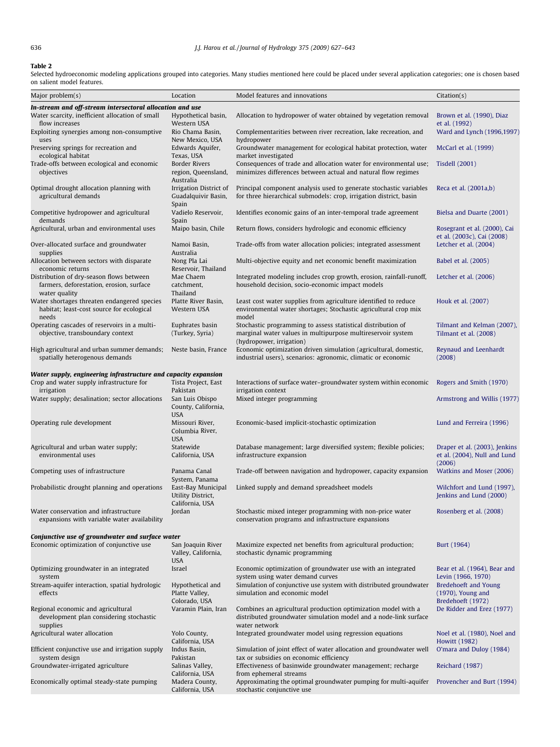**Table 2**
Selected hydroeconomic modeling applications grouped into categories. Many studies mentioned here could be placed under several application categories; one is chosen based on salient model features.

| Major problem(s) | Location | Model features and innovations | Citation(s) |
|---|---|---|---|
| ***In-stream and off-stream intersectoral allocation and use*** | | | |
| Water scarcity, inefficient allocation of small flow increases | Hypothetical basin, Western USA | Allocation to hydropower of water obtained by vegetation removal | Brown et al. (1990), Diaz et al. (1992) |
| Exploiting synergies among non-consumptive uses | Rio Chama Basin, New Mexico, USA | Complementarities between river recreation, lake recreation, and hydropower | Ward and Lynch (1996,1997) |
| Preserving springs for recreation and ecological habitat | Edwards Aquifer, Texas, USA | Groundwater management for ecological habitat protection, water market investigated | McCarl et al. (1999) |
| Trade-offs between ecological and economic objectives | Border Rivers region, Queensland, Australia | Consequences of trade and allocation water for environmental use; minimizes differences between actual and natural flow regimes | Tisdell (2001) |
| Optimal drought allocation planning with agricultural demands | Irrigation District of Guadalquivir Basin, Spain | Principal component analysis used to generate stochastic variables for three hierarchical submodels: crop, irrigation district, basin | Reca et al. (2001a,b) |
| Competitive hydropower and agricultural demands | Vadielo Reservoir, Spain | Identifies economic gains of an inter-temporal trade agreement | Bielsa and Duarte (2001) |
| Agricultural, urban and environmental uses | Maipo basin, Chile | Return flows, considers hydrologic and economic efficiency | Rosegrant et al. (2000), Cai et al. (2003c), Cai (2008) |
| Over-allocated surface and groundwater supplies | Namoi Basin, Australia | Trade-offs from water allocation policies; integrated assessment | Letcher et al. (2004) |
| Allocation between sectors with disparate economic returns | Nong Pla Lai Reservoir, Thailand | Multi-objective equity and net economic benefit maximization | Babel et al. (2005) |
| Distribution of dry-season flows between farmers, deforestation, erosion, surface water quality | Mae Chaem catchment, Thailand | Integrated modeling includes crop growth, erosion, rainfall-runoff, household decision, socio-economic impact models | Letcher et al. (2006) |
| Water shortages threaten endangered species habitat; least-cost source for ecological needs | Platte River Basin, Western USA | Least cost water supplies from agriculture identified to reduce environmental water shortages; Stochastic agricultural crop mix model | Houk et al. (2007) |
| Operating cascades of reservoirs in a multi-objective, transboundary context | Euphrates basin (Turkey, Syria) | Stochastic programming to assess statistical distribution of marginal water values in multipurpose multireservoir system (hydropower, irrigation) | Tilmant and Kelman (2007), Tilmant et al. (2008) |
| High agricultural and urban summer demands; spatially heterogenous demands | Neste basin, France | Economic optimization driven simulation (agricultural, domestic, industrial users), scenarios: agronomic, climatic or economic | Reynaud and Leenhardt (2008) |
| ***Water supply, engineering infrastructure and capacity expansion*** | | | |
| Crop and water supply infrastructure for irrigation | Tista Project, East Pakistan | Interactions of surface water–groundwater system within economic irrigation context | Rogers and Smith (1970) |
| Water supply; desalination; sector allocations | San Luis Obispo County, California, USA | Mixed integer programming | Armstrong and Willis (1977) |
| Operating rule development | Missouri River, Columbia River, USA | Economic-based implicit-stochastic optimization | Lund and Ferreira (1996) |
| Agricultural and urban water supply; environmental uses | Statewide California, USA | Database management; large diversified system; flexible policies; infrastructure expansion | Draper et al. (2003), Jenkins et al. (2004), Null and Lund (2006) |
| Competing uses of infrastructure | Panama Canal System, Panama | Trade-off between navigation and hydropower, capacity expansion | Watkins and Moser (2006) |
| Probabilistic drought planning and operations | East-Bay Municipal Utility District, California, USA | Linked supply and demand spreadsheet models | Wilchfort and Lund (1997), Jenkins and Lund (2000) |
| Water conservation and infrastructure expansions with variable water availability | Jordan | Stochastic mixed integer programming with non-price water conservation programs and infrastructure expansions | Rosenberg et al. (2008) |
| ***Conjunctive use of groundwater and surface water*** | | | |
| Economic optimization of conjunctive use | San Joaquin River Valley, California, USA | Maximize expected net benefits from agricultural production; stochastic dynamic programming | Burt (1964) |
| Optimizing groundwater in an integrated system | Israel | Economic optimization of groundwater use with an integrated system using water demand curves | Bear et al. (1964), Bear and Levin (1966, 1970) |
| Stream-aquifer interaction, spatial hydrologic effects | Hypothetical and Platte Valley, Colorado, USA | Simulation of conjunctive use system with distributed groundwater simulation and economic model | Bredehoeft and Young (1970), Young and Bredehoeft (1972) |
| Regional economic and agricultural development plan considering stochastic supplies | Varamin Plain, Iran | Combines an agricultural production optimization model with a distributed groundwater simulation model and a node-link surface water network | De Ridder and Erez (1977) |
| Agricultural water allocation | Yolo County, California, USA | Integrated groundwater model using regression equations | Noel et al. (1980), Noel and Howitt (1982) |
| Efficient conjunctive use and irrigation supply system design | Indus Basin, Pakistan | Simulation of joint effect of water allocation and groundwater well tax or subsidies on economic efficiency | O'mara and Duloy (1984) |
| Groundwater-irrigated agriculture | Salinas Valley, California, USA | Effectiveness of basinwide groundwater management; recharge from ephemeral streams | Reichard (1987) |
| Economically optimal steady-state pumping | Madera County, California, USA | Approximating the optimal groundwater pumping for multi-aquifer stochastic conjunctive use | Provencher and Burt (1994) |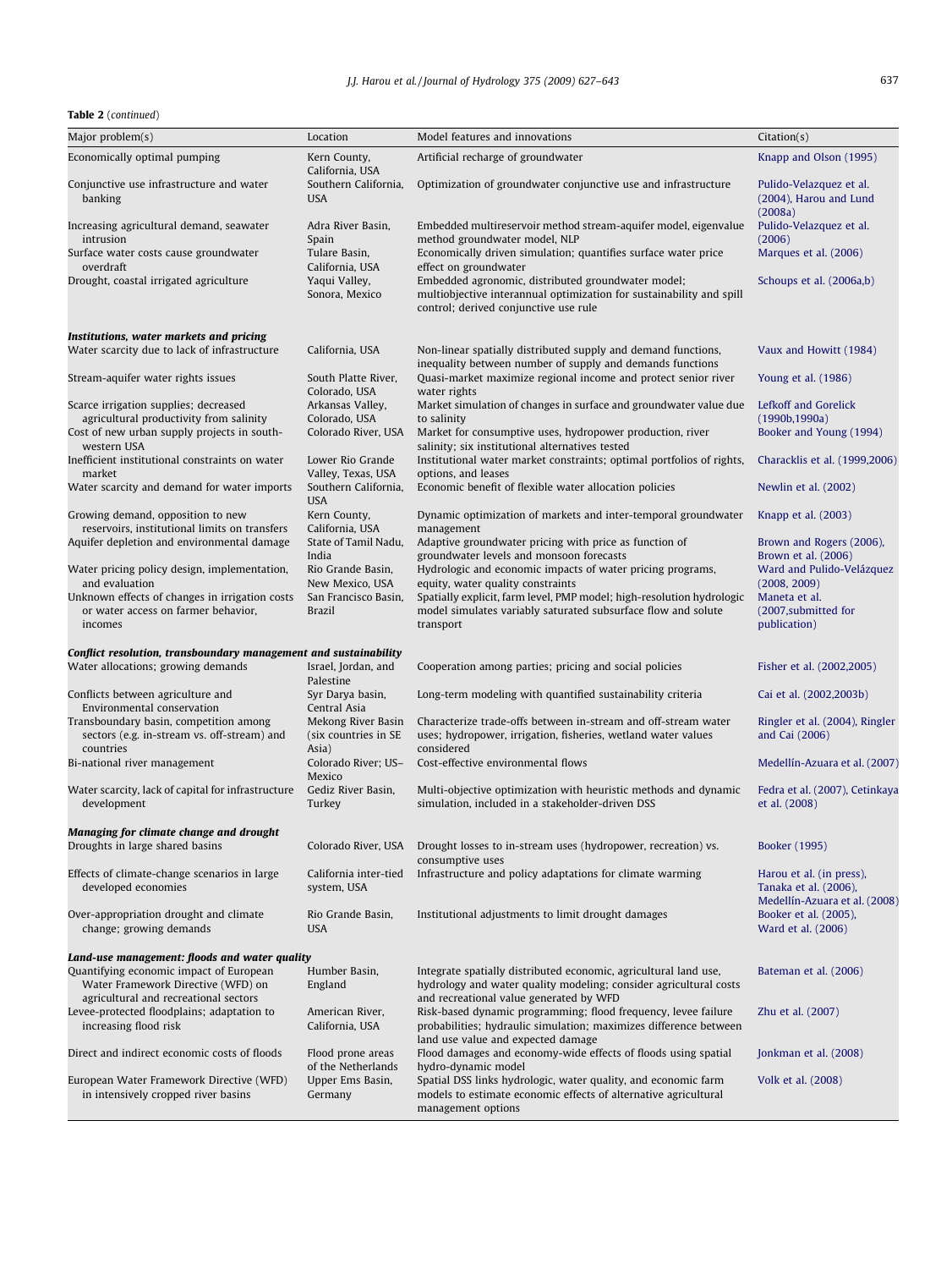**Table 2** (*continued*)

| Major problem(s) | Location | Model features and innovations | Citation(s) |
|---|---|---|---|
| Economically optimal pumping | Kern County, California, USA | Artificial recharge of groundwater | Knapp and Olson (1995) |
| Conjunctive use infrastructure and water banking | Southern California, USA | Optimization of groundwater conjunctive use and infrastructure | Pulido-Velazquez et al. (2004), Harou and Lund (2008a) |
| Increasing agricultural demand, seawater intrusion | Adra River Basin, Spain | Embedded multireservoir method stream-aquifer model, eigenvalue method groundwater model, NLP | Pulido-Velazquez et al. (2006) |
| Surface water costs cause groundwater overdraft | Tulare Basin, California, USA | Economically driven simulation; quantifies surface water price effect on groundwater | Marques et al. (2006) |
| Drought, coastal irrigated agriculture | Yaqui Valley, Sonora, Mexico | Embedded agronomic, distributed groundwater model; multiobjective interannual optimization for sustainability and spill control; derived conjunctive use rule | Schoups et al. (2006a,b) |
| ***Institutions, water markets and pricing*** | | | |
| Water scarcity due to lack of infrastructure | California, USA | Non-linear spatially distributed supply and demand functions, inequality between number of supply and demands functions | Vaux and Howitt (1984) |
| Stream-aquifer water rights issues | South Platte River, Colorado, USA | Quasi-market maximize regional income and protect senior river water rights | Young et al. (1986) |
| Scarce irrigation supplies; decreased agricultural productivity from salinity | Arkansas Valley, Colorado, USA | Market simulation of changes in surface and groundwater value due to salinity | Lefkoff and Gorelick (1990b,1990a) |
| Cost of new urban supply projects in south-western USA | Colorado River, USA | Market for consumptive uses, hydropower production, river salinity; six institutional alternatives tested | Booker and Young (1994) |
| Inefficient institutional constraints on water market | Lower Rio Grande Valley, Texas, USA | Institutional water market constraints; optimal portfolios of rights, options, and leases | Characklis et al. (1999,2006) |
| Water scarcity and demand for water imports | Southern California, USA | Economic benefit of flexible water allocation policies | Newlin et al. (2002) |
| Growing demand, opposition to new reservoirs, institutional limits on transfers | Kern County, California, USA | Dynamic optimization of markets and inter-temporal groundwater management | Knapp et al. (2003) |
| Aquifer depletion and environmental damage | State of Tamil Nadu, India | Adaptive groundwater pricing with price as function of groundwater levels and monsoon forecasts | Brown and Rogers (2006), Brown et al. (2006) |
| Water pricing policy design, implementation, and evaluation | Rio Grande Basin, New Mexico, USA | Hydrologic and economic impacts of water pricing programs, equity, water quality constraints | Ward and Pulido-Velázquez (2008, 2009) |
| Unknown effects of changes in irrigation costs or water access on farmer behavior, incomes | San Francisco Basin, Brazil | Spatially explicit, farm level, PMP model; high-resolution hydrologic model simulates variably saturated subsurface flow and solute transport | Maneta et al. (2007,submitted for publication) |
| ***Conflict resolution, transboundary management and sustainability*** | | | |
| Water allocations; growing demands | Israel, Jordan, and Palestine | Cooperation among parties; pricing and social policies | Fisher et al. (2002,2005) |
| Conflicts between agriculture and Environmental conservation | Syr Darya basin, Central Asia | Long-term modeling with quantified sustainability criteria | Cai et al. (2002,2003b) |
| Transboundary basin, competition among sectors (e.g. in-stream vs. off-stream) and countries | Mekong River Basin (six countries in SE Asia) | Characterize trade-offs between in-stream and off-stream water uses; hydropower, irrigation, fisheries, wetland water values considered | Ringler et al. (2004), Ringler and Cai (2006) |
| Bi-national river management | Colorado River; US–Mexico | Cost-effective environmental flows | Medellín-Azuara et al. (2007) |
| Water scarcity, lack of capital for infrastructure development | Gediz River Basin, Turkey | Multi-objective optimization with heuristic methods and dynamic simulation, included in a stakeholder-driven DSS | Fedra et al. (2007), Cetinkaya et al. (2008) |
| ***Managing for climate change and drought*** | | | |
| Droughts in large shared basins | Colorado River, USA | Drought losses to in-stream uses (hydropower, recreation) vs. consumptive uses | Booker (1995) |
| Effects of climate-change scenarios in large developed economies | California inter-tied system, USA | Infrastructure and policy adaptations for climate warming | Harou et al. (in press), Tanaka et al. (2006), Medellín-Azuara et al. (2008) |
| Over-appropriation drought and climate change; growing demands | Rio Grande Basin, USA | Institutional adjustments to limit drought damages | Booker et al. (2005), Ward et al. (2006) |
| ***Land-use management: floods and water quality*** | | | |
| Quantifying economic impact of European Water Framework Directive (WFD) on agricultural and recreational sectors | Humber Basin, England | Integrate spatially distributed economic, agricultural land use, hydrology and water quality modeling; consider agricultural costs and recreational value generated by WFD | Bateman et al. (2006) |
| Levee-protected floodplains; adaptation to increasing flood risk | American River, California, USA | Risk-based dynamic programming; flood frequency, levee failure probabilities; hydraulic simulation; maximizes difference between land use value and expected damage | Zhu et al. (2007) |
| Direct and indirect economic costs of floods | Flood prone areas of the Netherlands | Flood damages and economy-wide effects of floods using spatial hydro-dynamic model | Jonkman et al. (2008) |
| European Water Framework Directive (WFD) in intensively cropped river basins | Upper Ems Basin, Germany | Spatial DSS links hydrologic, water quality, and economic farm models to estimate economic effects of alternative agricultural management options | Volk et al. (2008) |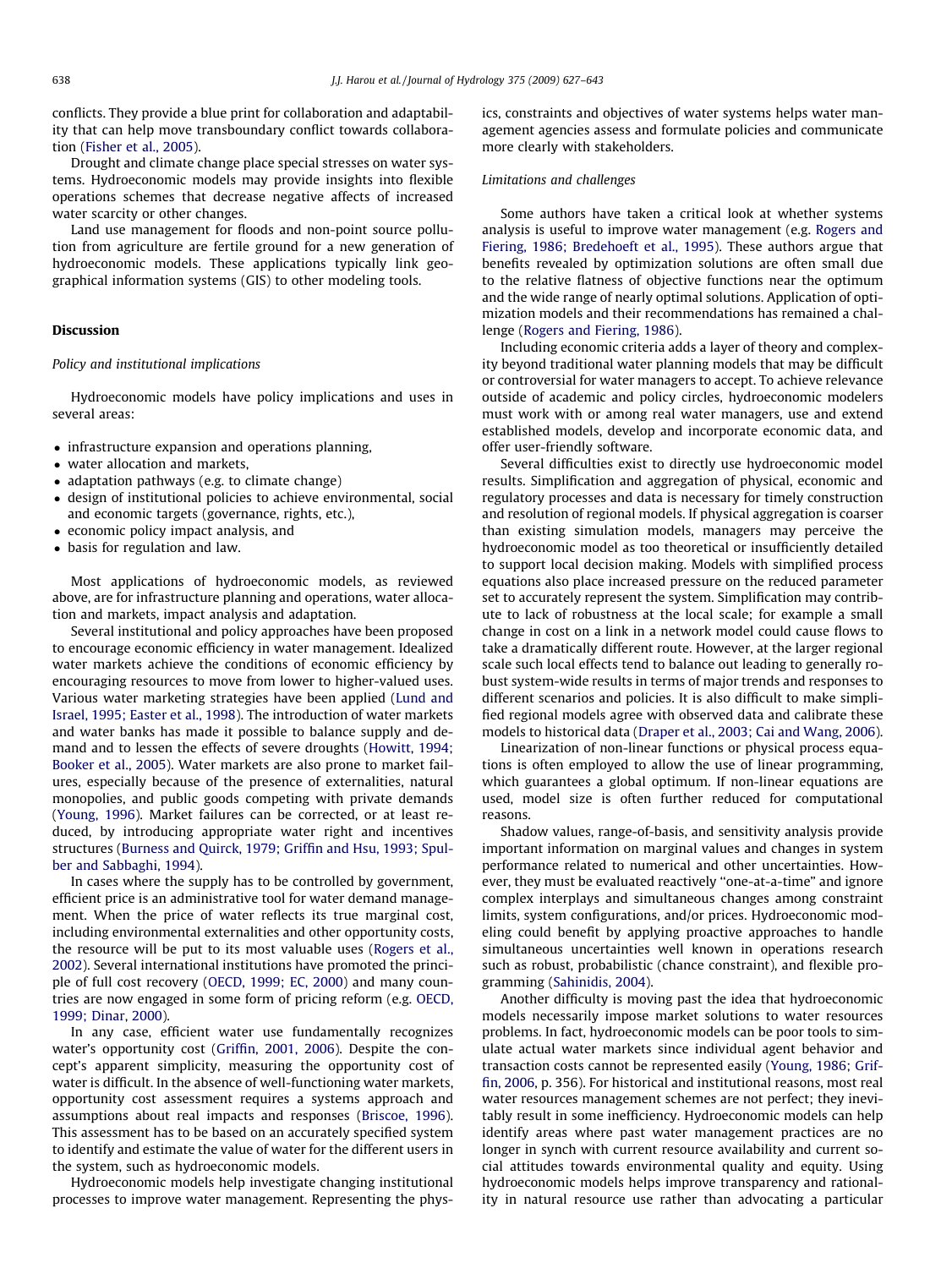conflicts. They provide a blue print for collaboration and adaptability that can help move transboundary conflict towards collaboration (Fisher et al., 2005).

Drought and climate change place special stresses on water systems. Hydroeconomic models may provide insights into flexible operations schemes that decrease negative affects of increased water scarcity or other changes.

Land use management for floods and non-point source pollution from agriculture are fertile ground for a new generation of hydroeconomic models. These applications typically link geographical information systems (GIS) to other modeling tools.

## Discussion

### Policy and institutional implications

Hydroeconomic models have policy implications and uses in several areas:

- infrastructure expansion and operations planning,
- water allocation and markets,
- adaptation pathways (e.g. to climate change)
- design of institutional policies to achieve environmental, social and economic targets (governance, rights, etc.),
- economic policy impact analysis, and
- basis for regulation and law.

Most applications of hydroeconomic models, as reviewed above, are for infrastructure planning and operations, water allocation and markets, impact analysis and adaptation.

Several institutional and policy approaches have been proposed to encourage economic efficiency in water management. Idealized water markets achieve the conditions of economic efficiency by encouraging resources to move from lower to higher-valued uses. Various water marketing strategies have been applied (Lund and Israel, 1995; Easter et al., 1998). The introduction of water markets and water banks has made it possible to balance supply and demand and to lessen the effects of severe droughts (Howitt, 1994; Booker et al., 2005). Water markets are also prone to market failures, especially because of the presence of externalities, natural monopolies, and public goods competing with private demands (Young, 1996). Market failures can be corrected, or at least reduced, by introducing appropriate water right and incentives structures (Burness and Quirck, 1979; Griffin and Hsu, 1993; Spulber and Sabbaghi, 1994).

In cases where the supply has to be controlled by government, efficient price is an administrative tool for water demand management. When the price of water reflects its true marginal cost, including environmental externalities and other opportunity costs, the resource will be put to its most valuable uses (Rogers et al., 2002). Several international institutions have promoted the principle of full cost recovery (OECD, 1999; EC, 2000) and many countries are now engaged in some form of pricing reform (e.g. OECD, 1999; Dinar, 2000).

In any case, efficient water use fundamentally recognizes water's opportunity cost (Griffin, 2001, 2006). Despite the concept's apparent simplicity, measuring the opportunity cost of water is difficult. In the absence of well-functioning water markets, opportunity cost assessment requires a systems approach and assumptions about real impacts and responses (Briscoe, 1996). This assessment has to be based on an accurately specified system to identify and estimate the value of water for the different users in the system, such as hydroeconomic models.

Hydroeconomic models help investigate changing institutional processes to improve water management. Representing the physics, constraints and objectives of water systems helps water management agencies assess and formulate policies and communicate more clearly with stakeholders.

### Limitations and challenges

Some authors have taken a critical look at whether systems analysis is useful to improve water management (e.g. Rogers and Fiering, 1986; Bredehoeft et al., 1995). These authors argue that benefits revealed by optimization solutions are often small due to the relative flatness of objective functions near the optimum and the wide range of nearly optimal solutions. Application of optimization models and their recommendations has remained a challenge (Rogers and Fiering, 1986).

Including economic criteria adds a layer of theory and complexity beyond traditional water planning models that may be difficult or controversial for water managers to accept. To achieve relevance outside of academic and policy circles, hydroeconomic modelers must work with or among real water managers, use and extend established models, develop and incorporate economic data, and offer user-friendly software.

Several difficulties exist to directly use hydroeconomic model results. Simplification and aggregation of physical, economic and regulatory processes and data is necessary for timely construction and resolution of regional models. If physical aggregation is coarser than existing simulation models, managers may perceive the hydroeconomic model as too theoretical or insufficiently detailed to support local decision making. Models with simplified process equations also place increased pressure on the reduced parameter set to accurately represent the system. Simplification may contribute to lack of robustness at the local scale; for example a small change in cost on a link in a network model could cause flows to take a dramatically different route. However, at the larger regional scale such local effects tend to balance out leading to generally robust system-wide results in terms of major trends and responses to different scenarios and policies. It is also difficult to make simplified regional models agree with observed data and calibrate these models to historical data (Draper et al., 2003; Cai and Wang, 2006).

Linearization of non-linear functions or physical process equations is often employed to allow the use of linear programming, which guarantees a global optimum. If non-linear equations are used, model size is often further reduced for computational reasons.

Shadow values, range-of-basis, and sensitivity analysis provide important information on marginal values and changes in system performance related to numerical and other uncertainties. However, they must be evaluated reactively "one-at-a-time" and ignore complex interplays and simultaneous changes among constraint limits, system configurations, and/or prices. Hydroeconomic modeling could benefit by applying proactive approaches to handle simultaneous uncertainties well known in operations research such as robust, probabilistic (chance constraint), and flexible programming (Sahinidis, 2004).

Another difficulty is moving past the idea that hydroeconomic models necessarily impose market solutions to water resources problems. In fact, hydroeconomic models can be poor tools to simulate actual water markets since individual agent behavior and transaction costs cannot be represented easily (Young, 1986; Griffin, 2006, p. 356). For historical and institutional reasons, most real water resources management schemes are not perfect; they inevitably result in some inefficiency. Hydroeconomic models can help identify areas where past water management practices are no longer in synch with current resource availability and current social attitudes towards environmental quality and equity. Using hydroeconomic models helps improve transparency and rationality in natural resource use rather than advocating a particular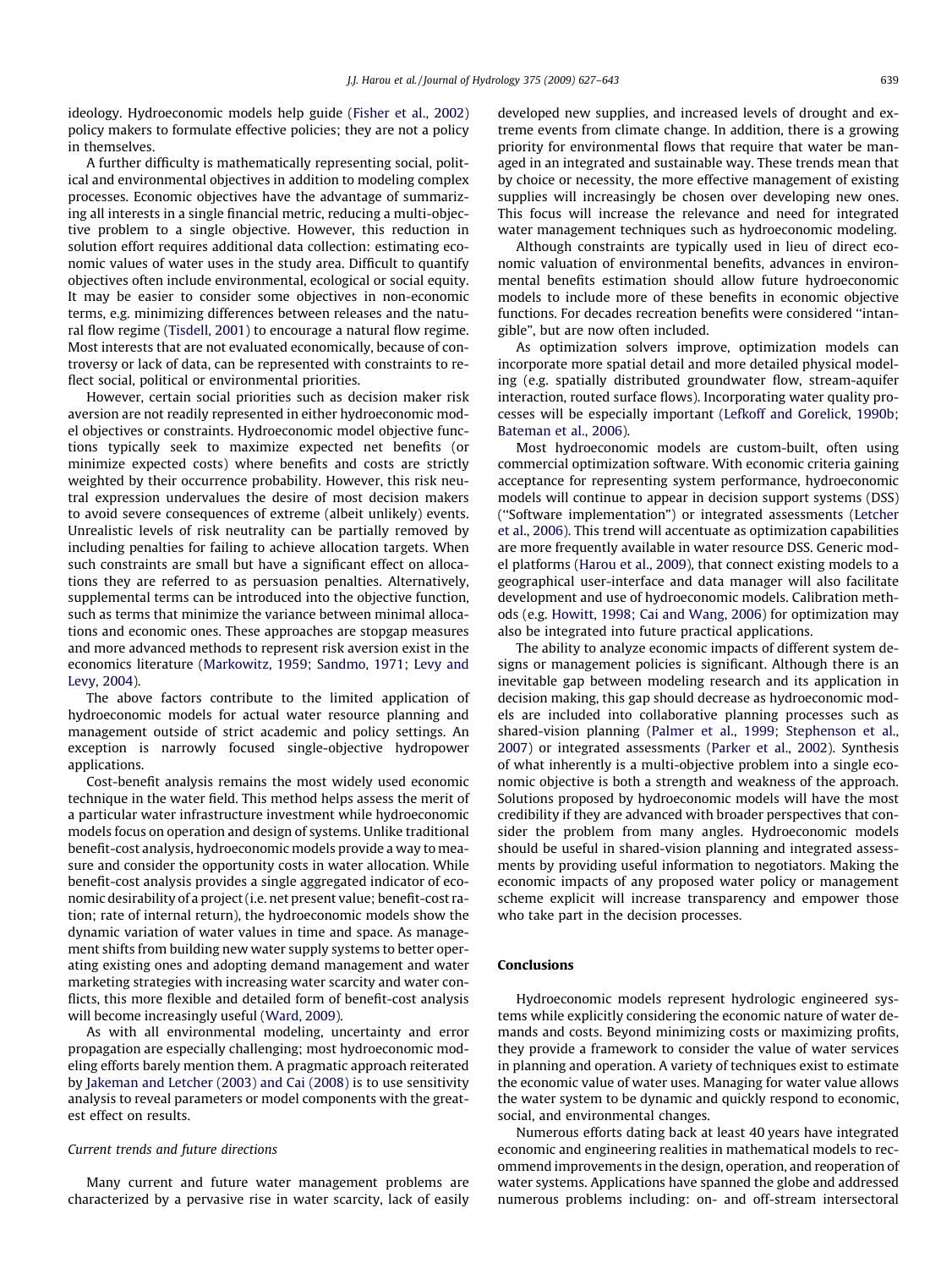ideology. Hydroeconomic models help guide (Fisher et al., 2002) policy makers to formulate effective policies; they are not a policy in themselves.

A further difficulty is mathematically representing social, political and environmental objectives in addition to modeling complex processes. Economic objectives have the advantage of summarizing all interests in a single financial metric, reducing a multi-objective problem to a single objective. However, this reduction in solution effort requires additional data collection: estimating economic values of water uses in the study area. Difficult to quantify objectives often include environmental, ecological or social equity. It may be easier to consider some objectives in non-economic terms, e.g. minimizing differences between releases and the natural flow regime (Tisdell, 2001) to encourage a natural flow regime. Most interests that are not evaluated economically, because of controversy or lack of data, can be represented with constraints to reflect social, political or environmental priorities.

However, certain social priorities such as decision maker risk aversion are not readily represented in either hydroeconomic model objectives or constraints. Hydroeconomic model objective functions typically seek to maximize expected net benefits (or minimize expected costs) where benefits and costs are strictly weighted by their occurrence probability. However, this risk neutral expression undervalues the desire of most decision makers to avoid severe consequences of extreme (albeit unlikely) events. Unrealistic levels of risk neutrality can be partially removed by including penalties for failing to achieve allocation targets. When such constraints are small but have a significant effect on allocations they are referred to as persuasion penalties. Alternatively, supplemental terms can be introduced into the objective function, such as terms that minimize the variance between minimal allocations and economic ones. These approaches are stopgap measures and more advanced methods to represent risk aversion exist in the economics literature (Markowitz, 1959; Sandmo, 1971; Levy and Levy, 2004).

The above factors contribute to the limited application of hydroeconomic models for actual water resource planning and management outside of strict academic and policy settings. An exception is narrowly focused single-objective hydropower applications.

Cost-benefit analysis remains the most widely used economic technique in the water field. This method helps assess the merit of a particular water infrastructure investment while hydroeconomic models focus on operation and design of systems. Unlike traditional benefit-cost analysis, hydroeconomic models provide a way to measure and consider the opportunity costs in water allocation. While benefit-cost analysis provides a single aggregated indicator of economic desirability of a project (i.e. net present value; benefit-cost ration; rate of internal return), the hydroeconomic models show the dynamic variation of water values in time and space. As management shifts from building new water supply systems to better operating existing ones and adopting demand management and water marketing strategies with increasing water scarcity and water conflicts, this more flexible and detailed form of benefit-cost analysis will become increasingly useful (Ward, 2009).

As with all environmental modeling, uncertainty and error propagation are especially challenging; most hydroeconomic modeling efforts barely mention them. A pragmatic approach reiterated by Jakeman and Letcher (2003) and Cai (2008) is to use sensitivity analysis to reveal parameters or model components with the greatest effect on results.

### Current trends and future directions

Many current and future water management problems are characterized by a pervasive rise in water scarcity, lack of easily developed new supplies, and increased levels of drought and extreme events from climate change. In addition, there is a growing priority for environmental flows that require that water be managed in an integrated and sustainable way. These trends mean that by choice or necessity, the more effective management of existing supplies will increasingly be chosen over developing new ones. This focus will increase the relevance and need for integrated water management techniques such as hydroeconomic modeling.

Although constraints are typically used in lieu of direct economic valuation of environmental benefits, advances in environmental benefits estimation should allow future hydroeconomic models to include more of these benefits in economic objective functions. For decades recreation benefits were considered "intangible", but are now often included.

As optimization solvers improve, optimization models can incorporate more spatial detail and more detailed physical modeling (e.g. spatially distributed groundwater flow, stream-aquifer interaction, routed surface flows). Incorporating water quality processes will be especially important (Lefkoff and Gorelick, 1990b; Bateman et al., 2006).

Most hydroeconomic models are custom-built, often using commercial optimization software. With economic criteria gaining acceptance for representing system performance, hydroeconomic models will continue to appear in decision support systems (DSS) ("Software implementation") or integrated assessments (Letcher et al., 2006). This trend will accentuate as optimization capabilities are more frequently available in water resource DSS. Generic model platforms (Harou et al., 2009), that connect existing models to a geographical user-interface and data manager will also facilitate development and use of hydroeconomic models. Calibration methods (e.g. Howitt, 1998; Cai and Wang, 2006) for optimization may also be integrated into future practical applications.

The ability to analyze economic impacts of different system designs or management policies is significant. Although there is an inevitable gap between modeling research and its application in decision making, this gap should decrease as hydroeconomic models are included into collaborative planning processes such as shared-vision planning (Palmer et al., 1999; Stephenson et al., 2007) or integrated assessments (Parker et al., 2002). Synthesis of what inherently is a multi-objective problem into a single economic objective is both a strength and weakness of the approach. Solutions proposed by hydroeconomic models will have the most credibility if they are advanced with broader perspectives that consider the problem from many angles. Hydroeconomic models should be useful in shared-vision planning and integrated assessments by providing useful information to negotiators. Making the economic impacts of any proposed water policy or management scheme explicit will increase transparency and empower those who take part in the decision processes.

## Conclusions

Hydroeconomic models represent hydrologic engineered systems while explicitly considering the economic nature of water demands and costs. Beyond minimizing costs or maximizing profits, they provide a framework to consider the value of water services in planning and operation. A variety of techniques exist to estimate the economic value of water uses. Managing for water value allows the water system to be dynamic and quickly respond to economic, social, and environmental changes.

Numerous efforts dating back at least 40 years have integrated economic and engineering realities in mathematical models to recommend improvements in the design, operation, and reoperation of water systems. Applications have spanned the globe and addressed numerous problems including: on- and off-stream intersectoral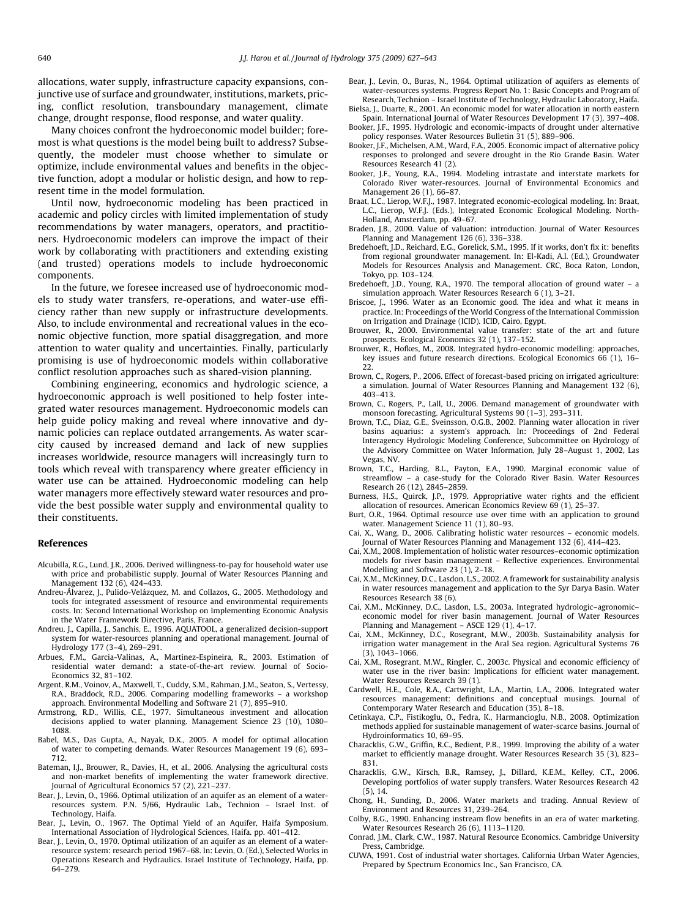allocations, water supply, infrastructure capacity expansions, conjunctive use of surface and groundwater, institutions, markets, pricing, conflict resolution, transboundary management, climate change, drought response, flood response, and water quality.

Many choices confront the hydroeconomic model builder; foremost is what questions is the model being built to address? Subsequently, the modeler must choose whether to simulate or optimize, include environmental values and benefits in the objective function, adopt a modular or holistic design, and how to represent time in the model formulation.

Until now, hydroeconomic modeling has been practiced in academic and policy circles with limited implementation of study recommendations by water managers, operators, and practitioners. Hydroeconomic modelers can improve the impact of their work by collaborating with practitioners and extending existing (and trusted) operations models to include hydroeconomic components.

In the future, we foresee increased use of hydroeconomic models to study water transfers, re-operations, and water-use efficiency rather than new supply or infrastructure developments. Also, to include environmental and recreational values in the economic objective function, more spatial disaggregation, and more attention to water quality and uncertainties. Finally, particularly promising is use of hydroeconomic models within collaborative conflict resolution approaches such as shared-vision planning.

Combining engineering, economics and hydrologic science, a hydroeconomic approach is well positioned to help foster integrated water resources management. Hydroeconomic models can help guide policy making and reveal where innovative and dynamic policies can replace outdated arrangements. As water scarcity caused by increased demand and lack of new supplies increases worldwide, resource managers will increasingly turn to tools which reveal with transparency where greater efficiency in water use can be attained. Hydroeconomic modeling can help water managers more effectively steward water resources and provide the best possible water supply and environmental quality to their constituents.

## References

- Alcubilla, R.G., Lund, J.R., 2006. Derived willingness-to-pay for household water use with price and probabilistic supply. Journal of Water Resources Planning and Management 132 (6), 424–433.
- Andreu-Álvarez, J., Pulido-Velázquez, M. and Collazos, G., 2005. Methodology and tools for integrated assessment of resource and environmental requirements costs. In: Second International Workshop on Implementing Economic Analysis in the Water Framework Directive, Paris, France.
- Andreu, J., Capilla, J., Sanchis, E., 1996. AQUATOOL, a generalized decision-support system for water-resources planning and operational management. Journal of Hydrology 177 (3–4), 269–291.
- Arbues, F.M., Garcia-Valinas, A., Martinez-Espineira, R., 2003. Estimation of residential water demand: a state-of-the-art review. Journal of Socio-Economics 32, 81–102.
- Argent, R.M., Voinov, A., Maxwell, T., Cuddy, S.M., Rahman, J.M., Seaton, S., Vertessy, R.A., Braddock, R.D., 2006. Comparing modelling frameworks – a workshop approach. Environmental Modelling and Software 21 (7), 895–910.
- Armstrong, R.D., Willis, C.E., 1977. Simultaneous investment and allocation decisions applied to water planning. Management Science 23 (10), 1080–1088.
- Babel, M.S., Das Gupta, A., Nayak, D.K., 2005. A model for optimal allocation of water to competing demands. Water Resources Management 19 (6), 693–712.
- Bateman, I.J., Brouwer, R., Davies, H., et al., 2006. Analysing the agricultural costs and non-market benefits of implementing the water framework directive. Journal of Agricultural Economics 57 (2), 221–237.
- Bear, J., Levin, O., 1966. Optimal utilization of an aquifer as an element of a water-resources system. P.N. 5/66, Hydraulic Lab., Technion – Israel Inst. of Technology, Haifa.
- Bear, J., Levin, O., 1967. The Optimal Yield of an Aquifer, Haifa Symposium. International Association of Hydrological Sciences, Haifa. pp. 401–412.
- Bear, J., Levin, O., 1970. Optimal utilization of an aquifer as an element of a water-resource system: research period 1967–68. In: Levin, O. (Ed.), Selected Works in Operations Research and Hydraulics. Israel Institute of Technology, Haifa, pp. 64–279.
- Bear, J., Levin, O., Buras, N., 1964. Optimal utilization of aquifers as elements of water-resources systems. Progress Report No. 1: Basic Concepts and Program of Research, Technion – Israel Institute of Technology, Hydraulic Laboratory, Haifa.
- Bielsa, J., Duarte, R., 2001. An economic model for water allocation in north eastern Spain. International Journal of Water Resources Development 17 (3), 397–408.
- Booker, J.F., 1995. Hydrologic and economic-impacts of drought under alternative policy responses. Water Resources Bulletin 31 (5), 889–906.
- Booker, J.F., Michelsen, A.M., Ward, F.A., 2005. Economic impact of alternative policy responses to prolonged and severe drought in the Rio Grande Basin. Water Resources Research 41 (2).
- Booker, J.F., Young, R.A., 1994. Modeling intrastate and interstate markets for Colorado River water-resources. Journal of Environmental Economics and Management 26 (1), 66–87.
- Braat, L.C., Lierop, W.F.J., 1987. Integrated economic-ecological modeling. In: Braat, L.C., Lierop, W.F.J. (Eds.), Integrated Economic Ecological Modeling. North-Holland, Amsterdam, pp. 49–67.
- Braden, J.B., 2000. Value of valuation: introduction. Journal of Water Resources Planning and Management 126 (6), 336–338.
- Bredehoeft, J.D., Reichard, E.G., Gorelick, S.M., 1995. If it works, don't fix it: benefits from regional groundwater management. In: El-Kadi, A.I. (Ed.), Groundwater Models for Resources Analysis and Management. CRC, Boca Raton, London, Tokyo, pp. 103–124.
- Bredehoeft, J.D., Young, R.A., 1970. The temporal allocation of ground water – a simulation approach. Water Resources Research 6 (1), 3–21.
- Briscoe, J., 1996. Water as an Economic good. The idea and what it means in practice. In: Proceedings of the World Congress of the International Commission on Irrigation and Drainage (ICID). ICID, Cairo, Egypt.
- Brouwer, R., 2000. Environmental value transfer: state of the art and future prospects. Ecological Economics 32 (1), 137–152.
- Brouwer, R., Hofkes, M., 2008. Integrated hydro-economic modelling: approaches, key issues and future research directions. Ecological Economics 66 (1), 16–22.
- Brown, C., Rogers, P., 2006. Effect of forecast-based pricing on irrigated agriculture: a simulation. Journal of Water Resources Planning and Management 132 (6), 403–413.
- Brown, C., Rogers, P., Lall, U., 2006. Demand management of groundwater with monsoon forecasting. Agricultural Systems 90 (1–3), 293–311.
- Brown, T.C., Diaz, G.E., Sveinsson, O.G.B., 2002. Planning water allocation in river basins aquarius: a system's approach. In: Proceedings of 2nd Federal Interagency Hydrologic Modeling Conference, Subcommittee on Hydrology of the Advisory Committee on Water Information, July 28–August 1, 2002, Las Vegas, NV.
- Brown, T.C., Harding, B.L., Payton, E.A., 1990. Marginal economic value of streamflow – a case-study for the Colorado River Basin. Water Resources Research 26 (12), 2845–2859.
- Burness, H.S., Quirck, J.P., 1979. Appropriative water rights and the efficient allocation of resources. American Economics Review 69 (1), 25–37.
- Burt, O.R., 1964. Optimal resource use over time with an application to ground water. Management Science 11 (1), 80–93.
- Cai, X., Wang, D., 2006. Calibrating holistic water resources – economic models. Journal of Water Resources Planning and Management 132 (6), 414–423.
- Cai, X.M., 2008. Implementation of holistic water resources–economic optimization models for river basin management – Reflective experiences. Environmental Modelling and Software 23 (1), 2–18.
- Cai, X.M., McKinney, D.C., Lasdon, L.S., 2002. A framework for sustainability analysis in water resources management and application to the Syr Darya Basin. Water Resources Research 38 (6).
- Cai, X.M., McKinney, D.C., Lasdon, L.S., 2003a. Integrated hydrologic–agronomic–economic model for river basin management. Journal of Water Resources Planning and Management – ASCE 129 (1), 4–17.
- Cai, X.M., McKinney, D.C., Rosegrant, M.W., 2003b. Sustainability analysis for irrigation water management in the Aral Sea region. Agricultural Systems 76 (3), 1043–1066.
- Cai, X.M., Rosegrant, M.W., Ringler, C., 2003c. Physical and economic efficiency of water use in the river basin: Implications for efficient water management. Water Resources Research 39 (1).
- Cardwell, H.E., Cole, R.A., Cartwright, L.A., Martin, L.A., 2006. Integrated water resources management: definitions and conceptual musings. Journal of Contemporary Water Research and Education (35), 8–18.
- Cetinkaya, C.P., Fistikoglu, O., Fedra, K., Harmancioglu, N.B., 2008. Optimization methods applied for sustainable management of water-scarce basins. Journal of Hydroinformatics 10, 69–95.
- Characklis, G.W., Griffin, R.C., Bedient, P.B., 1999. Improving the ability of a water market to efficiently manage drought. Water Resources Research 35 (3), 823–831.
- Characklis, G.W., Kirsch, B.R., Ramsey, J., Dillard, K.E.M., Kelley, C.T., 2006. Developing portfolios of water supply transfers. Water Resources Research 42 (5), 14.
- Chong, H., Sunding, D., 2006. Water markets and trading. Annual Review of Environment and Resources 31, 239–264.
- Colby, B.G., 1990. Enhancing instream flow benefits in an era of water marketing. Water Resources Research 26 (6), 1113–1120.
- Conrad, J.M., Clark, C.W., 1987. Natural Resource Economics. Cambridge University Press, Cambridge.
- CUWA, 1991. Cost of industrial water shortages. California Urban Water Agencies, Prepared by Spectrum Economics Inc., San Francisco, CA.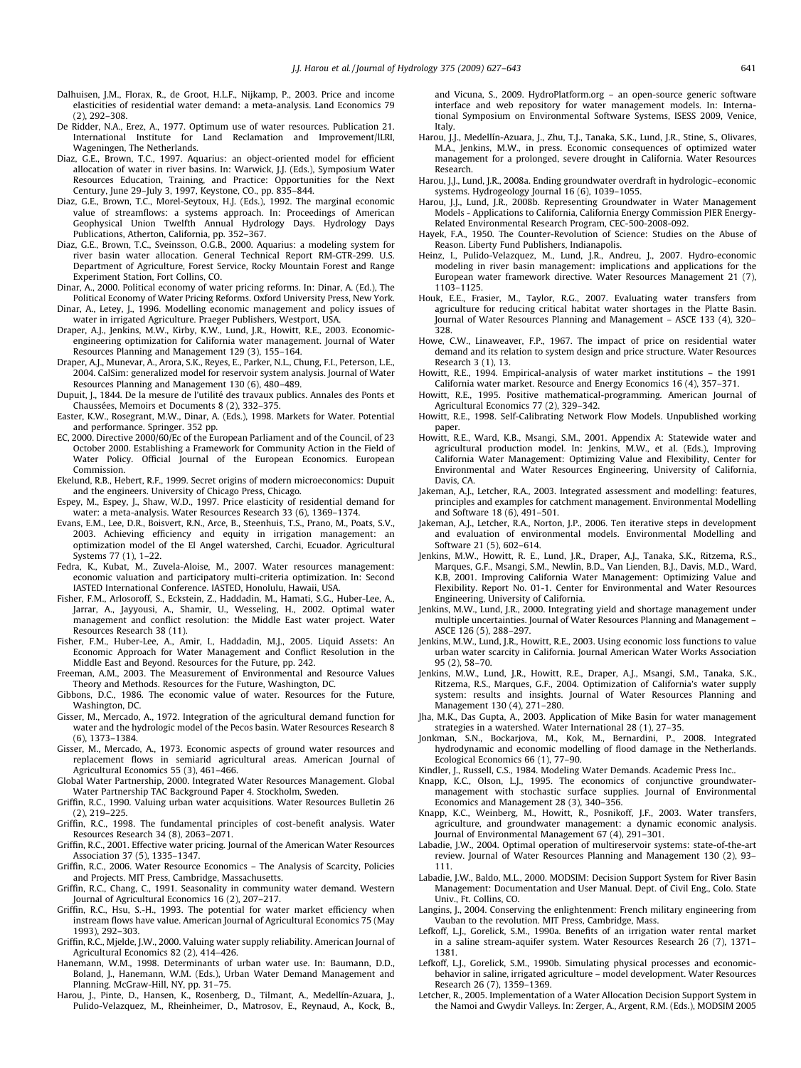Dalhuisen, J.M., Florax, R., de Groot, H.L.F., Nijkamp, P., 2003. Price and income elasticities of residential water demand: a meta-analysis. Land Economics 79 (2), 292–308.

De Ridder, N.A., Erez, A., 1977. Optimum use of water resources. Publication 21. International Institute for Land Reclamation and Improvement/ILRI, Wageningen, The Netherlands.

Diaz, G.E., Brown, T.C., 1997. Aquarius: an object-oriented model for efficient allocation of water in river basins. In: Warwick, J.J. (Eds.), Symposium Water Resources Education, Training, and Practice: Opportunities for the Next Century, June 29–July 3, 1997, Keystone, CO., pp. 835–844.

Diaz, G.E., Brown, T.C., Morel-Seytoux, H.J. (Eds.), 1992. The marginal economic value of streamflows: a systems approach. In: Proceedings of American Geophysical Union Twelfth Annual Hydrology Days. Hydrology Days Publications, Atherton, California, pp. 352–367.

Diaz, G.E., Brown, T.C., Sveinsson, O.G.B., 2000. Aquarius: a modeling system for river basin water allocation. General Technical Report RM-GTR-299. U.S. Department of Agriculture, Forest Service, Rocky Mountain Forest and Range Experiment Station, Fort Collins, CO.

Dinar, A., 2000. Political economy of water pricing reforms. In: Dinar, A. (Ed.), The Political Economy of Water Pricing Reforms. Oxford University Press, New York.

Dinar, A., Letey, J., 1996. Modelling economic management and policy issues of water in irrigated Agriculture. Praeger Publishers, Westport, USA.

Draper, A.J., Jenkins, M.W., Kirby, K.W., Lund, J.R., Howitt, R.E., 2003. Economic-engineering optimization for California water management. Journal of Water Resources Planning and Management 129 (3), 155–164.

Draper, A.J., Munevar, A., Arora, S.K., Reyes, E., Parker, N.L., Chung, F.I., Peterson, L.E., 2004. CalSim: generalized model for reservoir system analysis. Journal of Water Resources Planning and Management 130 (6), 480–489.

Dupuit, J., 1844. De la mesure de l'utilité des travaux publics. Annales des Ponts et Chaussées, Memoirs et Documents 8 (2), 332–375.

Easter, K.W., Rosegrant, M.W., Dinar, A. (Eds.), 1998. Markets for Water. Potential and performance. Springer. 352 pp.

EC, 2000. Directive 2000/60/Ec of the European Parliament and of the Council, of 23 October 2000. Establishing a Framework for Community Action in the Field of Water Policy. Official Journal of the European Economics. European Commission.

Ekelund, R.B., Hebert, R.F., 1999. Secret origins of modern microeconomics: Dupuit and the engineers. University of Chicago Press, Chicago.

Espey, M., Espey, J., Shaw, W.D., 1997. Price elasticity of residential demand for water: a meta-analysis. Water Resources Research 33 (6), 1369–1374.

Evans, E.M., Lee, D.R., Boisvert, R.N., Arce, B., Steenhuis, T.S., Prano, M., Poats, S.V., 2003. Achieving efficiency and equity in irrigation management: an optimization model of the El Angel watershed, Carchi, Ecuador. Agricultural Systems 77 (1), 1–22.

Fedra, K., Kubat, M., Zuvela-Aloise, M., 2007. Water resources management: economic valuation and participatory multi-criteria optimization. In: Second IASTED International Conference. IASTED, Honolulu, Hawaii, USA.

Fisher, F.M., Arlosoroff, S., Eckstein, Z., Haddadin, M., Hamati, S.G., Huber-Lee, A., Jarrar, A., Jayyousi, A., Shamir, U., Wesseling, H., 2002. Optimal water management and conflict resolution: the Middle East water project. Water Resources Research 38 (11).

Fisher, F.M., Huber-Lee, A., Amir, I., Haddadin, M.J., 2005. Liquid Assets: An Economic Approach for Water Management and Conflict Resolution in the Middle East and Beyond. Resources for the Future, pp. 242.

Freeman, A.M., 2003. The Measurement of Environmental and Resource Values Theory and Methods. Resources for the Future, Washington, DC.

Gibbons, D.C., 1986. The economic value of water. Resources for the Future, Washington, DC.

Gisser, M., Mercado, A., 1972. Integration of the agricultural demand function for water and the hydrologic model of the Pecos basin. Water Resources Research 8 (6), 1373–1384.

Gisser, M., Mercado, A., 1973. Economic aspects of ground water resources and replacement flows in semiarid agricultural areas. American Journal of Agricultural Economics 55 (3), 461–466.

Global Water Partnership, 2000. Integrated Water Resources Management. Global Water Partnership TAC Background Paper 4. Stockholm, Sweden.

Griffin, R.C., 1990. Valuing urban water acquisitions. Water Resources Bulletin 26 (2), 219–225.

Griffin, R.C., 1998. The fundamental principles of cost-benefit analysis. Water Resources Research 34 (8), 2063–2071.

Griffin, R.C., 2001. Effective water pricing. Journal of the American Water Resources Association 37 (5), 1335–1347.

Griffin, R.C., 2006. Water Resource Economics – The Analysis of Scarcity, Policies and Projects. MIT Press, Cambridge, Massachusetts.

Griffin, R.C., Chang, C., 1991. Seasonality in community water demand. Western Journal of Agricultural Economics 16 (2), 207–217.

Griffin, R.C., Hsu, S.-H., 1993. The potential for water market efficiency when instream flows have value. American Journal of Agricultural Economics 75 (May 1993), 292–303.

Griffin, R.C., Mjelde, J.W., 2000. Valuing water supply reliability. American Journal of Agricultural Economics 82 (2), 414–426.

Hanemann, W.M., 1998. Determinants of urban water use. In: Baumann, D.D., Boland, J., Hanemann, W.M. (Eds.), Urban Water Demand Management and Planning. McGraw-Hill, NY, pp. 31–75.

Harou, J.J., Pinte, D., Hansen, K., Rosenberg, D., Tilmant, A., Medellín-Azuara, J., Pulido-Velazquez, M., Rheinheimer, D., Matrosov, E., Reynaud, A., Kock, B., and Vicuna, S., 2009. HydroPlatform.org – an open-source generic software interface and web repository for water management models. In: International Symposium on Environmental Software Systems, ISESS 2009, Venice, Italy.

Harou, J.J., Medellín-Azuara, J., Zhu, T.J., Tanaka, S.K., Lund, J.R., Stine, S., Olivares, M.A., Jenkins, M.W., in press. Economic consequences of optimized water management for a prolonged, severe drought in California. Water Resources Research.

Harou, J.J., Lund, J.R., 2008a. Ending groundwater overdraft in hydrologic–economic systems. Hydrogeology Journal 16 (6), 1039–1055.

Harou, J.J., Lund, J.R., 2008b. Representing Groundwater in Water Management Models - Applications to California, California Energy Commission PIER Energy-Related Environmental Research Program, CEC-500-2008-092.

Hayek, F.A., 1950. The Counter-Revolution of Science: Studies on the Abuse of Reason. Liberty Fund Publishers, Indianapolis.

Heinz, I., Pulido-Velazquez, M., Lund, J.R., Andreu, J., 2007. Hydro-economic modeling in river basin management: implications and applications for the European water framework directive. Water Resources Management 21 (7), 1103–1125.

Houk, E.E., Frasier, M., Taylor, R.G., 2007. Evaluating water transfers from agriculture for reducing critical habitat water shortages in the Platte Basin. Journal of Water Resources Planning and Management – ASCE 133 (4), 320–328.

Howe, C.W., Linaweaver, F.P., 1967. The impact of price on residential water demand and its relation to system design and price structure. Water Resources Research 3 (1), 13.

Howitt, R.E., 1994. Empirical-analysis of water market institutions – the 1991 California water market. Resource and Energy Economics 16 (4), 357–371.

Howitt, R.E., 1995. Positive mathematical-programming. American Journal of Agricultural Economics 77 (2), 329–342.

Howitt, R.E., 1998. Self-Calibrating Network Flow Models. Unpublished working paper.

Howitt, R.E., Ward, K.B., Msangi, S.M., 2001. Appendix A: Statewide water and agricultural production model. In: Jenkins, M.W., et al. (Eds.), Improving California Water Management: Optimizing Value and Flexibility, Center for Environmental and Water Resources Engineering, University of California, Davis, CA.

Jakeman, A.J., Letcher, R.A., 2003. Integrated assessment and modelling: features, principles and examples for catchment management. Environmental Modelling and Software 18 (6), 491–501.

Jakeman, A.J., Letcher, R.A., Norton, J.P., 2006. Ten iterative steps in development and evaluation of environmental models. Environmental Modelling and Software 21 (5), 602–614.

Jenkins, M.W., Howitt, R. E., Lund, J.R., Draper, A.J., Tanaka, S.K., Ritzema, R.S., Marques, G.F., Msangi, S.M., Newlin, B.D., Van Lienden, B.J., Davis, M.D., Ward, K.B, 2001. Improving California Water Management: Optimizing Value and Flexibility. Report No. 01-1. Center for Environmental and Water Resources Engineering, University of California.

Jenkins, M.W., Lund, J.R., 2000. Integrating yield and shortage management under multiple uncertainties. Journal of Water Resources Planning and Management – ASCE 126 (5), 288–297.

Jenkins, M.W., Lund, J.R., Howitt, R.E., 2003. Using economic loss functions to value urban water scarcity in California. Journal American Water Works Association 95 (2), 58–70.

Jenkins, M.W., Lund, J.R., Howitt, R.E., Draper, A.J., Msangi, S.M., Tanaka, S.K., Ritzema, R.S., Marques, G.F., 2004. Optimization of California's water supply system: results and insights. Journal of Water Resources Planning and Management 130 (4), 271–280.

Jha, M.K., Das Gupta, A., 2003. Application of Mike Basin for water management strategies in a watershed. Water International 28 (1), 27–35.

Jonkman, S.N., Bockarjova, M., Kok, M., Bernardini, P., 2008. Integrated hydrodynamic and economic modelling of flood damage in the Netherlands. Ecological Economics 66 (1), 77–90.

Kindler, J., Russell, C.S., 1984. Modeling Water Demands. Academic Press Inc..

Knapp, K.C., Olson, L.J., 1995. The economics of conjunctive groundwater-management with stochastic surface supplies. Journal of Environmental Economics and Management 28 (3), 340–356.

Knapp, K.C., Weinberg, M., Howitt, R., Posnikoff, J.F., 2003. Water transfers, agriculture, and groundwater management: a dynamic economic analysis. Journal of Environmental Management 67 (4), 291–301.

Labadie, J.W., 2004. Optimal operation of multireservoir systems: state-of-the-art review. Journal of Water Resources Planning and Management 130 (2), 93–111.

Labadie, J.W., Baldo, M.L., 2000. MODSIM: Decision Support System for River Basin Management: Documentation and User Manual. Dept. of Civil Eng., Colo. State Univ., Ft. Collins, CO.

Langins, J., 2004. Conserving the enlightenment: French military engineering from Vauban to the revolution. MIT Press, Cambridge, Mass.

Lefkoff, L.J., Gorelick, S.M., 1990a. Benefits of an irrigation water rental market in a saline stream-aquifer system. Water Resources Research 26 (7), 1371–1381.

Lefkoff, L.J., Gorelick, S.M., 1990b. Simulating physical processes and economic-behavior in saline, irrigated agriculture – model development. Water Resources Research 26 (7), 1359–1369.

Letcher, R., 2005. Implementation of a Water Allocation Decision Support System in the Namoi and Gwydir Valleys. In: Zerger, A., Argent, R.M. (Eds.), MODSIM 2005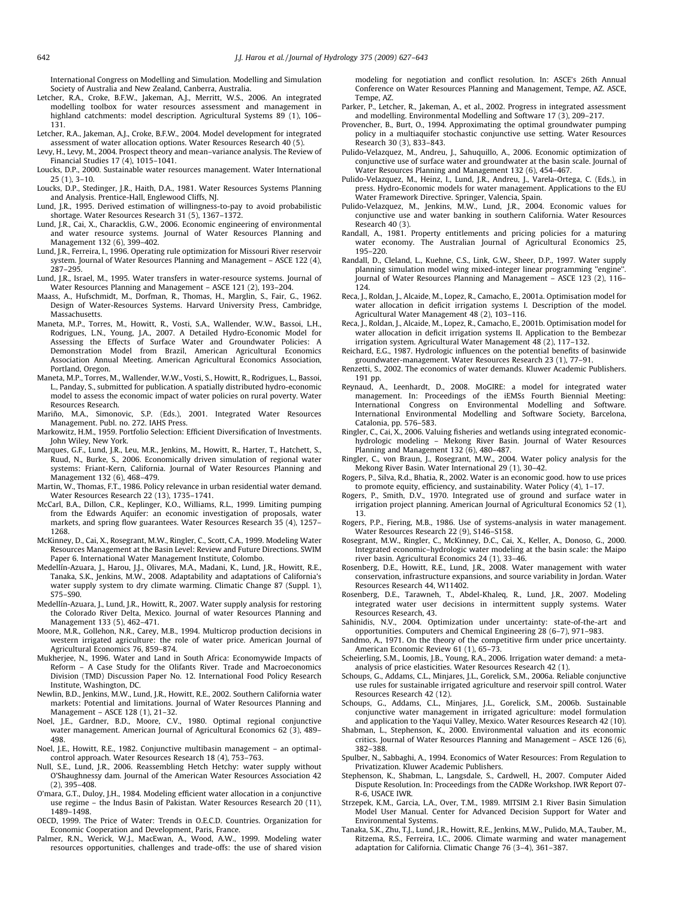International Congress on Modelling and Simulation. Modelling and Simulation Society of Australia and New Zealand, Canberra, Australia.

Letcher, R.A., Croke, B.F.W., Jakeman, A.J., Merritt, W.S., 2006. An integrated modelling toolbox for water resources assessment and management in highland catchments: model description. Agricultural Systems 89 (1), 106–131.

Letcher, R.A., Jakeman, A.J., Croke, B.F.W., 2004. Model development for integrated assessment of water allocation options. Water Resources Research 40 (5).

Levy, H., Levy, M., 2004. Prospect theory and mean–variance analysis. The Review of Financial Studies 17 (4), 1015–1041.

Loucks, D.P., 2000. Sustainable water resources management. Water International 25 (1), 3–10.

Loucks, D.P., Stedinger, J.R., Haith, D.A., 1981. Water Resources Systems Planning and Analysis. Prentice-Hall, Englewood Cliffs, NJ.

Lund, J.R., 1995. Derived estimation of willingness-to-pay to avoid probabilistic shortage. Water Resources Research 31 (5), 1367–1372.

Lund, J.R., Cai, X., Characklis, G.W., 2006. Economic engineering of environmental and water resource systems. Journal of Water Resources Planning and Management 132 (6), 399–402.

Lund, J.R., Ferreira, I., 1996. Operating rule optimization for Missouri River reservoir system. Journal of Water Resources Planning and Management – ASCE 122 (4), 287–295.

Lund, J.R., Israel, M., 1995. Water transfers in water-resource systems. Journal of Water Resources Planning and Management – ASCE 121 (2), 193–204.

Maass, A., Hufschmidt, M., Dorfman, R., Thomas, H., Marglin, S., Fair, G., 1962. Design of Water-Resources Systems. Harvard University Press, Cambridge, Massachusetts.

Maneta, M.P., Torres, M., Howitt, R., Vosti, S.A., Wallender, W.W., Bassoi, L.H., Rodrigues, L.N., Young, J.A., 2007. A Detailed Hydro-Economic Model for Assessing the Effects of Surface Water and Groundwater Policies: A Demonstration Model from Brazil, American Agricultural Economics Association Annual Meeting. American Agricultural Economics Association, Portland, Oregon.

Maneta, M.P., Torres, M., Wallender, W.W., Vosti, S., Howitt, R., Rodrigues, L., Bassoi, L., Panday, S., submitted for publication. A spatially distributed hydro-economic model to assess the economic impact of water policies on rural poverty. Water Resources Research.

Mariño, M.A., Simonovic, S.P. (Eds.), 2001. Integrated Water Resources Management. Publ. no. 272. IAHS Press.

Markowitz, H.M., 1959. Portfolio Selection: Efficient Diversification of Investments. John Wiley, New York.

Marques, G.F., Lund, J.R., Leu, M.R., Jenkins, M., Howitt, R., Harter, T., Hatchett, S., Ruud, N., Burke, S., 2006. Economically driven simulation of regional water systems: Friant-Kern, California. Journal of Water Resources Planning and Management 132 (6), 468–479.

Martin, W., Thomas, F.T., 1986. Policy relevance in urban residential water demand. Water Resources Research 22 (13), 1735–1741.

McCarl, B.A., Dillon, C.R., Keplinger, K.O., Williams, R.L., 1999. Limiting pumping from the Edwards Aquifer: an economic investigation of proposals, water markets, and spring flow guarantees. Water Resources Research 35 (4), 1257–1268.

McKinney, D., Cai, X., Rosegrant, M.W., Ringler, C., Scott, C.A., 1999. Modeling Water Resources Management at the Basin Level: Review and Future Directions. SWIM Paper 6. International Water Management Institute, Colombo.

Medellín-Azuara, J., Harou, J.J., Olivares, M.A., Madani, K., Lund, J.R., Howitt, R.E., Tanaka, S.K., Jenkins, M.W., 2008. Adaptability and adaptations of California's water supply system to dry climate warming. Climatic Change 87 (Suppl. 1), S75–S90.

Medellín-Azuara, J., Lund, J.R., Howitt, R., 2007. Water supply analysis for restoring the Colorado River Delta, Mexico. Journal of water Resources Planning and Management 133 (5), 462–471.

Moore, M.R., Gollehon, N.R., Carey, M.B., 1994. Multicrop production decisions in western irrigated agriculture: the role of water price. American Journal of Agricultural Economics 76, 859–874.

Mukherjee, N., 1996. Water and Land in South Africa: Economywide Impacts of Reform – A Case Study for the Olifants River. Trade and Macroeconomics Division (TMD) Discussion Paper No. 12. International Food Policy Research Institute, Washington, DC.

Newlin, B.D., Jenkins, M.W., Lund, J.R., Howitt, R.E., 2002. Southern California water markets: Potential and limitations. Journal of Water Resources Planning and Management – ASCE 128 (1), 21–32.

Noel, J.E., Gardner, B.D., Moore, C.V., 1980. Optimal regional conjunctive water management. American Journal of Agricultural Economics 62 (3), 489–498.

Noel, J.E., Howitt, R.E., 1982. Conjunctive multibasin management – an optimal-control approach. Water Resources Research 18 (4), 753–763.

Null, S.E., Lund, J.R., 2006. Reassembling Hetch Hetchy: water supply without O'Shaughnessy dam. Journal of the American Water Resources Association 42 (2), 395–408.

O'mara, G.T., Duloy, J.H., 1984. Modeling efficient water allocation in a conjunctive use regime – the Indus Basin of Pakistan. Water Resources Research 20 (11), 1489–1498.

OECD, 1999. The Price of Water: Trends in O.E.C.D. Countries. Organization for Economic Cooperation and Development, Paris, France.

Palmer, R.N., Werick, W.J., MacEwan, A., Wood, A.W., 1999. Modeling water resources opportunities, challenges and trade-offs: the use of shared vision modeling for negotiation and conflict resolution. In: ASCE's 26th Annual Conference on Water Resources Planning and Management, Tempe, AZ. ASCE, Tempe, AZ.

Parker, P., Letcher, R., Jakeman, A., et al., 2002. Progress in integrated assessment and modelling. Environmental Modelling and Software 17 (3), 209–217.

Provencher, B., Burt, O., 1994. Approximating the optimal groundwater pumping policy in a multiaquifer stochastic conjunctive use setting. Water Resources Research 30 (3), 833–843.

Pulido-Velazquez, M., Andreu, J., Sahuquillo, A., 2006. Economic optimization of conjunctive use of surface water and groundwater at the basin scale. Journal of Water Resources Planning and Management 132 (6), 454–467.

Pulido-Velazquez, M., Heinz, I., Lund, J.R., Andreu, J., Varela-Ortega, C. (Eds.), in press. Hydro-Economic models for water management. Applications to the EU Water Framework Directive. Springer, Valencia, Spain.

Pulido-Velazquez, M., Jenkins, M.W., Lund, J.R., 2004. Economic values for conjunctive use and water banking in southern California. Water Resources Research 40 (3).

Randall, A., 1981. Property entitlements and pricing policies for a maturing water economy. The Australian Journal of Agricultural Economics 25, 195–220.

Randall, D., Cleland, L., Kuehne, C.S., Link, G.W., Sheer, D.P., 1997. Water supply planning simulation model wing mixed-integer linear programming "engine". Journal of Water Resources Planning and Management – ASCE 123 (2), 116–124.

Reca, J., Roldan, J., Alcaide, M., Lopez, R., Camacho, E., 2001a. Optimisation model for water allocation in deficit irrigation systems I. Description of the model. Agricultural Water Management 48 (2), 103–116.

Reca, J., Roldan, J., Alcaide, M., Lopez, R., Camacho, E., 2001b. Optimisation model for water allocation in deficit irrigation systems II. Application to the Bembezar irrigation system. Agricultural Water Management 48 (2), 117–132.

Reichard, E.G., 1987. Hydrologic influences on the potential benefits of basinwide groundwater-management. Water Resources Research 23 (1), 77–91.

Renzetti, S., 2002. The economics of water demands. Kluwer Academic Publishers. 191 pp.

Reynaud, A., Leenhardt, D., 2008. MoGIRE: a model for integrated water management. In: Proceedings of the iEMSs Fourth Biennial Meeting: International Congress on Environmental Modelling and Software. International Environmental Modelling and Software Society, Barcelona, Catalonia, pp. 576–583.

Ringler, C., Cai, X., 2006. Valuing fisheries and wetlands using integrated economic-hydrologic modeling – Mekong River Basin. Journal of Water Resources Planning and Management 132 (6), 480–487.

Ringler, C., von Braun, J., Rosegrant, M.W., 2004. Water policy analysis for the Mekong River Basin. Water International 29 (1), 30–42.

Rogers, P., Silva, R.d., Bhatia, R., 2002. Water is an economic good. how to use prices to promote equity, efficiency, and sustainability. Water Policy (4), 1–17.

Rogers, P., Smith, D.V., 1970. Integrated use of ground and surface water in irrigation project planning. American Journal of Agricultural Economics 52 (1), 13.

Rogers, P.P., Fiering, M.B., 1986. Use of systems-analysis in water management. Water Resources Research 22 (9), S146–S158.

Rosegrant, M.W., Ringler, C., McKinney, D.C., Cai, X., Keller, A., Donoso, G., 2000. Integrated economic–hydrologic water modeling at the basin scale: the Maipo river basin. Agricultural Economics 24 (1), 33–46.

Rosenberg, D.E., Howitt, R.E., Lund, J.R., 2008. Water management with water conservation, infrastructure expansions, and source variability in Jordan. Water Resources Research 44, W11402.

Rosenberg, D.E., Tarawneh, T., Abdel-Khaleq, R., Lund, J.R., 2007. Modeling integrated water user decisions in intermittent supply systems. Water Resources Research, 43.

Sahinidis, N.V., 2004. Optimization under uncertainty: state-of-the-art and opportunities. Computers and Chemical Engineering 28 (6–7), 971–983.

Sandmo, A., 1971. On the theory of the competitive firm under price uncertainty. American Economic Review 61 (1), 65–73.

Scheierling, S.M., Loomis, J.B., Young, R.A., 2006. Irrigation water demand: a meta-analysis of price elasticities. Water Resources Research 42 (1).

Schoups, G., Addams, C.L., Minjares, J.L., Gorelick, S.M., 2006a. Reliable conjunctive use rules for sustainable irrigated agriculture and reservoir spill control. Water Resources Research 42 (12).

Schoups, G., Addams, C.L., Minjares, J.L., Gorelick, S.M., 2006b. Sustainable conjunctive water management in irrigated agriculture: model formulation and application to the Yaqui Valley, Mexico. Water Resources Research 42 (10).

Shabman, L., Stephenson, K., 2000. Environmental valuation and its economic critics. Journal of Water Resources Planning and Management – ASCE 126 (6), 382–388.

Spulber, N., Sabbaghi, A., 1994. Economics of Water Resources: From Regulation to Privatization. Kluwer Academic Publishers.

Stephenson, K., Shabman, L., Langsdale, S., Cardwell, H., 2007. Computer Aided Dispute Resolution. In: Proceedings from the CADRe Workshop. IWR Report 07-R-6, USACE IWR.

Strzepek, K.M., Garcia, L.A., Over, T.M., 1989. MITSIM 2.1 River Basin Simulation Model User Manual. Center for Advanced Decision Support for Water and Environmental Systems.

Tanaka, S.K., Zhu, T.J., Lund, J.R., Howitt, R.E., Jenkins, M.W., Pulido, M.A., Tauber, M., Ritzema, R.S., Ferreira, I.C., 2006. Climate warming and water management adaptation for California. Climatic Change 76 (3–4), 361–387.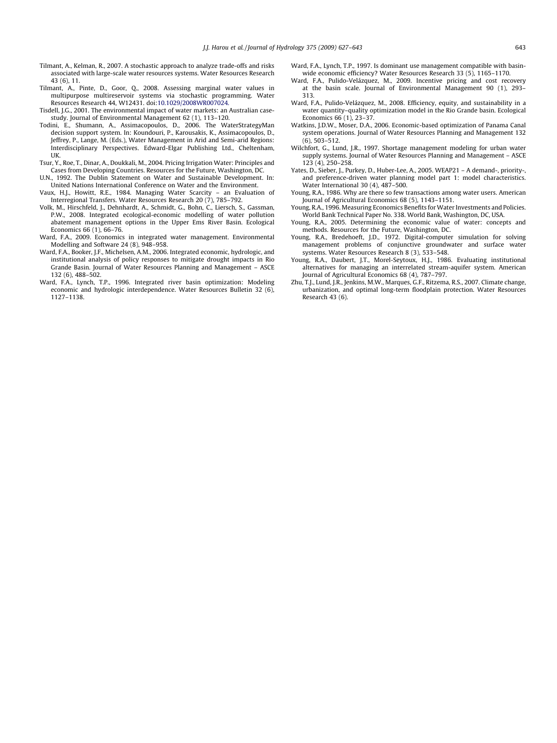Tilmant, A., Kelman, R., 2007. A stochastic approach to analyze trade-offs and risks associated with large-scale water resources systems. Water Resources Research 43 (6), 11.

Tilmant, A., Pinte, D., Goor, Q., 2008. Assessing marginal water values in multipurpose multireservoir systems via stochastic programming. Water Resources Research 44, W12431. doi:10.1029/2008WR007024.

Tisdell, J.G., 2001. The environmental impact of water markets: an Australian case-study. Journal of Environmental Management 62 (1), 113–120.

Todini, E., Shumann, A., Assimacopoulos, D., 2006. The WaterStrategyMan decision support system. In: Koundouri, P., Karousakis, K., Assimacopoulos, D., Jeffrey, P., Lange, M. (Eds.), Water Management in Arid and Semi-arid Regions: Interdisciplinary Perspectives. Edward-Elgar Publishing Ltd., Cheltenham, UK.

Tsur, Y., Roe, T., Dinar, A., Doukkali, M., 2004. Pricing Irrigation Water: Principles and Cases from Developing Countries. Resources for the Future, Washington, DC.

U.N., 1992. The Dublin Statement on Water and Sustainable Development. In: United Nations International Conference on Water and the Environment.

Vaux, H.J., Howitt, R.E., 1984. Managing Water Scarcity – an Evaluation of Interregional Transfers. Water Resources Research 20 (7), 785–792.

Volk, M., Hirschfeld, J., Dehnhardt, A., Schmidt, G., Bohn, C., Liersch, S., Gassman, P.W., 2008. Integrated ecological-economic modelling of water pollution abatement management options in the Upper Ems River Basin. Ecological Economics 66 (1), 66–76.

Ward, F.A., 2009. Economics in integrated water management. Environmental Modelling and Software 24 (8), 948–958.

Ward, F.A., Booker, J.F., Michelsen, A.M., 2006. Integrated economic, hydrologic, and institutional analysis of policy responses to mitigate drought impacts in Rio Grande Basin. Journal of Water Resources Planning and Management – ASCE 132 (6), 488–502.

Ward, F.A., Lynch, T.P., 1996. Integrated river basin optimization: Modeling economic and hydrologic interdependence. Water Resources Bulletin 32 (6), 1127–1138.

Ward, F.A., Lynch, T.P., 1997. Is dominant use management compatible with basin-wide economic efficiency? Water Resources Research 33 (5), 1165–1170.

Ward, F.A., Pulido-Velázquez, M., 2009. Incentive pricing and cost recovery at the basin scale. Journal of Environmental Management 90 (1), 293–313.

Ward, F.A., Pulido-Velázquez, M., 2008. Efficiency, equity, and sustainability in a water quantity–quality optimization model in the Rio Grande basin. Ecological Economics 66 (1), 23–37.

Watkins, J.D.W., Moser, D.A., 2006. Economic-based optimization of Panama Canal system operations. Journal of Water Resources Planning and Management 132 (6), 503–512.

Wilchfort, G., Lund, J.R., 1997. Shortage management modeling for urban water supply systems. Journal of Water Resources Planning and Management – ASCE 123 (4), 250–258.

Yates, D., Sieber, J., Purkey, D., Huber-Lee, A., 2005. WEAP21 – A demand-, priority-, and preference-driven water planning model part 1: model characteristics. Water International 30 (4), 487–500.

Young, R.A., 1986. Why are there so few transactions among water users. American Journal of Agricultural Economics 68 (5), 1143–1151.

Young, R.A., 1996. Measuring Economics Benefits for Water Investments and Policies. World Bank Technical Paper No. 338. World Bank, Washington, DC, USA.

Young, R.A., 2005. Determining the economic value of water: concepts and methods. Resources for the Future, Washington, DC.

Young, R.A., Bredehoeft, J.D., 1972. Digital-computer simulation for solving management problems of conjunctive groundwater and surface water systems. Water Resources Research 8 (3), 533–548.

Young, R.A., Daubert, J.T., Morel-Seytoux, H.J., 1986. Evaluating institutional alternatives for managing an interrelated stream-aquifer system. American Journal of Agricultural Economics 68 (4), 787–797.

Zhu, T.J., Lund, J.R., Jenkins, M.W., Marques, G.F., Ritzema, R.S., 2007. Climate change, urbanization, and optimal long-term floodplain protection. Water Resources Research 43 (6).